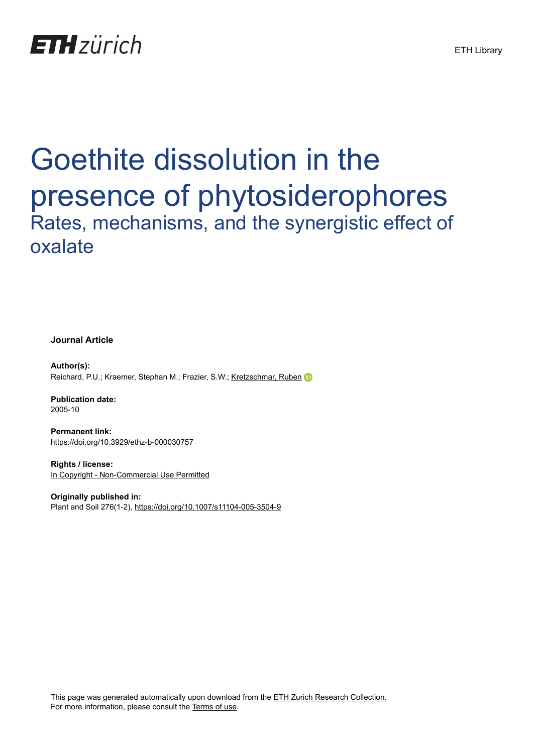ETH Library

# Goethite dissolution in the presence of phytosiderophores

## Rates, mechanisms, and the synergistic effect of oxalate

**Journal Article**

**Author(s):**
Reichard, P.U.; Kraemer, Stephan M.; Frazier, S.W.; Kretzschmar, Ruben

**Publication date:**
2005-10

**Permanent link:**
https://doi.org/10.3929/ethz-b-000030757

**Rights / license:**
In Copyright - Non-Commercial Use Permitted

**Originally published in:**
Plant and Soil 276(1-2), https://doi.org/10.1007/s11104-005-3504-9

This page was generated automatically upon download from the ETH Zurich Research Collection.
For more information, please consult the Terms of use.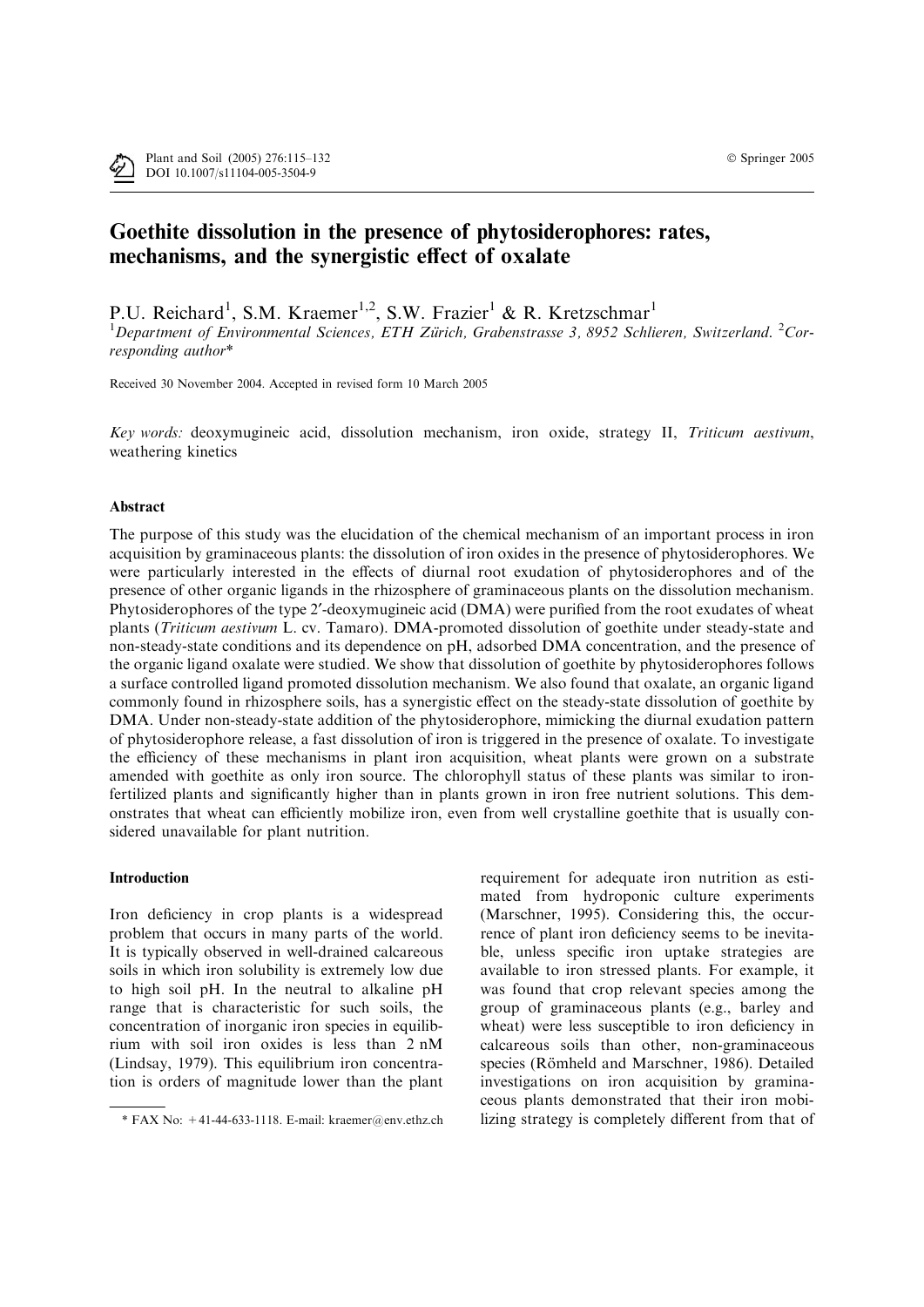# Goethite dissolution in the presence of phytosiderophores: rates, mechanisms, and the synergistic effect of oxalate

P.U. Reichard[1], S.M. Kraemer[1,2], S.W. Frazier[1] & R. Kretzschmar[1]

[1]Department of Environmental Sciences, ETH Zürich, Grabenstrasse 3, 8952 Schlieren, Switzerland. [2]Corresponding author*

Received 30 November 2004. Accepted in revised form 10 March 2005

*Key words:* deoxymugineic acid, dissolution mechanism, iron oxide, strategy II, *Triticum aestivum*, weathering kinetics

## Abstract

The purpose of this study was the elucidation of the chemical mechanism of an important process in iron acquisition by graminaceous plants: the dissolution of iron oxides in the presence of phytosiderophores. We were particularly interested in the effects of diurnal root exudation of phytosiderophores and of the presence of other organic ligands in the rhizosphere of graminaceous plants on the dissolution mechanism. Phytosiderophores of the type 2′-deoxymugineic acid (DMA) were purified from the root exudates of wheat plants (*Triticum aestivum* L. cv. Tamaro). DMA-promoted dissolution of goethite under steady-state and non-steady-state conditions and its dependence on pH, adsorbed DMA concentration, and the presence of the organic ligand oxalate were studied. We show that dissolution of goethite by phytosiderophores follows a surface controlled ligand promoted dissolution mechanism. We also found that oxalate, an organic ligand commonly found in rhizosphere soils, has a synergistic effect on the steady-state dissolution of goethite by DMA. Under non-steady-state addition of the phytosiderophore, mimicking the diurnal exudation pattern of phytosiderophore release, a fast dissolution of iron is triggered in the presence of oxalate. To investigate the efficiency of these mechanisms in plant iron acquisition, wheat plants were grown on a substrate amended with goethite as only iron source. The chlorophyll status of these plants was similar to iron-fertilized plants and significantly higher than in plants grown in iron free nutrient solutions. This demonstrates that wheat can efficiently mobilize iron, even from well crystalline goethite that is usually considered unavailable for plant nutrition.

## Introduction

Iron deficiency in crop plants is a widespread problem that occurs in many parts of the world. It is typically observed in well-drained calcareous soils in which iron solubility is extremely low due to high soil pH. In the neutral to alkaline pH range that is characteristic for such soils, the concentration of inorganic iron species in equilibrium with soil iron oxides is less than 2 nM (Lindsay, 1979). This equilibrium iron concentration is orders of magnitude lower than the plant requirement for adequate iron nutrition as estimated from hydroponic culture experiments (Marschner, 1995). Considering this, the occurrence of plant iron deficiency seems to be inevitable, unless specific iron uptake strategies are available to iron stressed plants. For example, it was found that crop relevant species among the group of graminaceous plants (e.g., barley and wheat) were less susceptible to iron deficiency in calcareous soils than other, non-graminaceous species (Römheld and Marschner, 1986). Detailed investigations on iron acquisition by graminaceous plants demonstrated that their iron mobilizing strategy is completely different from that of

\* FAX No: +41-44-633-1118. E-mail: kraemer@env.ethz.ch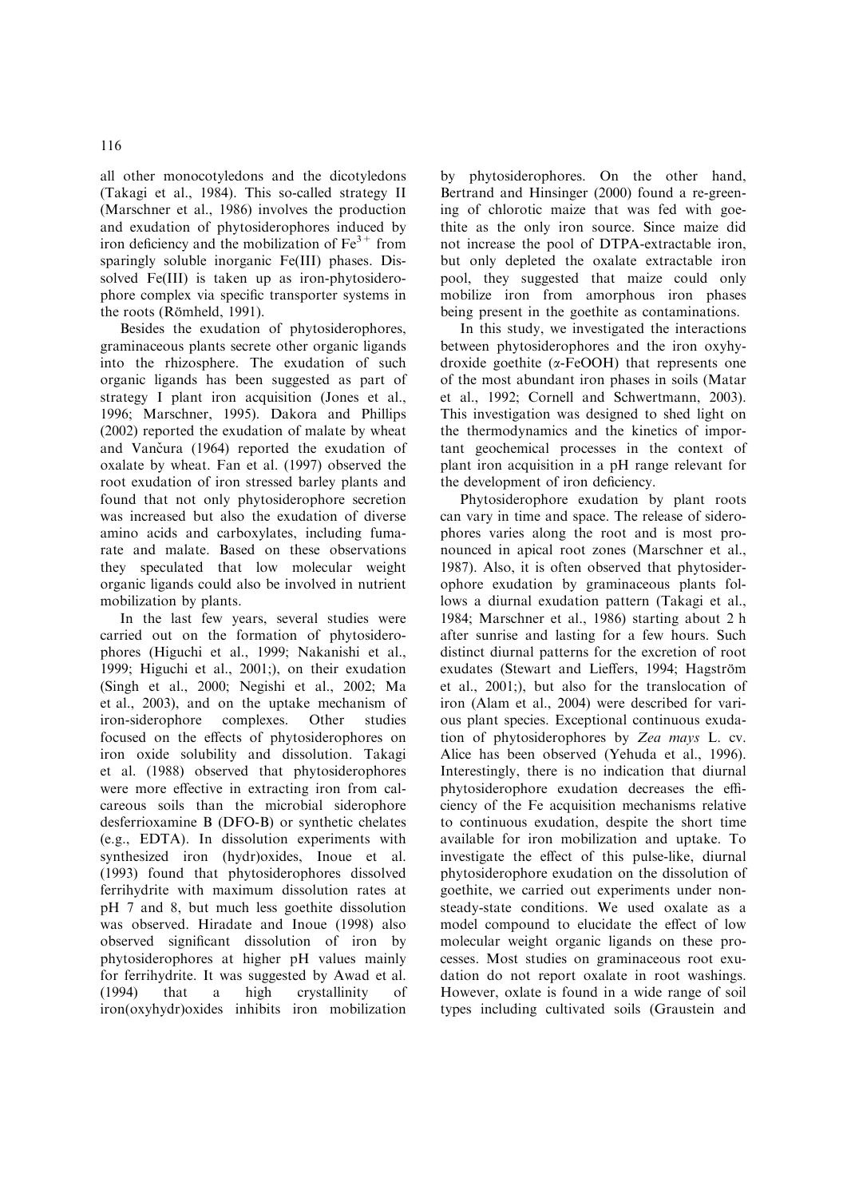all other monocotyledons and the dicotyledons (Takagi et al., 1984). This so-called strategy II (Marschner et al., 1986) involves the production and exudation of phytosiderophores induced by iron deficiency and the mobilization of $Fe^{3+}$ from sparingly soluble inorganic Fe(III) phases. Dissolved Fe(III) is taken up as iron-phytosiderophore complex via specific transporter systems in the roots (Römheld, 1991).

Besides the exudation of phytosiderophores, graminaceous plants secrete other organic ligands into the rhizosphere. The exudation of such organic ligands has been suggested as part of strategy I plant iron acquisition (Jones et al., 1996; Marschner, 1995). Dakora and Phillips (2002) reported the exudation of malate by wheat and Vančura (1964) reported the exudation of oxalate by wheat. Fan et al. (1997) observed the root exudation of iron stressed barley plants and found that not only phytosiderophore secretion was increased but also the exudation of diverse amino acids and carboxylates, including fumarate and malate. Based on these observations they speculated that low molecular weight organic ligands could also be involved in nutrient mobilization by plants.

In the last few years, several studies were carried out on the formation of phytosiderophores (Higuchi et al., 1999; Nakanishi et al., 1999; Higuchi et al., 2001;), on their exudation (Singh et al., 2000; Negishi et al., 2002; Ma et al., 2003), and on the uptake mechanism of iron-siderophore complexes. Other studies focused on the effects of phytosiderophores on iron oxide solubility and dissolution. Takagi et al. (1988) observed that phytosiderophores were more effective in extracting iron from calcareous soils than the microbial siderophore desferrioxamine B (DFO-B) or synthetic chelates (e.g., EDTA). In dissolution experiments with synthesized iron (hydr)oxides, Inoue et al. (1993) found that phytosiderophores dissolved ferrihydrite with maximum dissolution rates at pH 7 and 8, but much less goethite dissolution was observed. Hiradate and Inoue (1998) also observed significant dissolution of iron by phytosiderophores at higher pH values mainly for ferrihydrite. It was suggested by Awad et al. (1994) that a high crystallinity of iron(oxyhydr)oxides inhibits iron mobilization by phytosiderophores. On the other hand, Bertrand and Hinsinger (2000) found a re-greening of chlorotic maize that was fed with goethite as the only iron source. Since maize did not increase the pool of DTPA-extractable iron, but only depleted the oxalate extractable iron pool, they suggested that maize could only mobilize iron from amorphous iron phases being present in the goethite as contaminations.

In this study, we investigated the interactions between phytosiderophores and the iron oxyhydroxide goethite (α-FeOOH) that represents one of the most abundant iron phases in soils (Matar et al., 1992; Cornell and Schwertmann, 2003). This investigation was designed to shed light on the thermodynamics and the kinetics of important geochemical processes in the context of plant iron acquisition in a pH range relevant for the development of iron deficiency.

Phytosiderophore exudation by plant roots can vary in time and space. The release of siderophores varies along the root and is most pronounced in apical root zones (Marschner et al., 1987). Also, it is often observed that phytosiderophore exudation by graminaceous plants follows a diurnal exudation pattern (Takagi et al., 1984; Marschner et al., 1986) starting about 2 h after sunrise and lasting for a few hours. Such distinct diurnal patterns for the excretion of root exudates (Stewart and Lieffers, 1994; Hagström et al., 2001;), but also for the translocation of iron (Alam et al., 2004) were described for various plant species. Exceptional continuous exudation of phytosiderophores by *Zea mays* L. cv. Alice has been observed (Yehuda et al., 1996). Interestingly, there is no indication that diurnal phytosiderophore exudation decreases the efficiency of the Fe acquisition mechanisms relative to continuous exudation, despite the short time available for iron mobilization and uptake. To investigate the effect of this pulse-like, diurnal phytosiderophore exudation on the dissolution of goethite, we carried out experiments under non-steady-state conditions. We used oxalate as a model compound to elucidate the effect of low molecular weight organic ligands on these processes. Most studies on graminaceous root exudation do not report oxalate in root washings. However, oxlate is found in a wide range of soil types including cultivated soils (Graustein and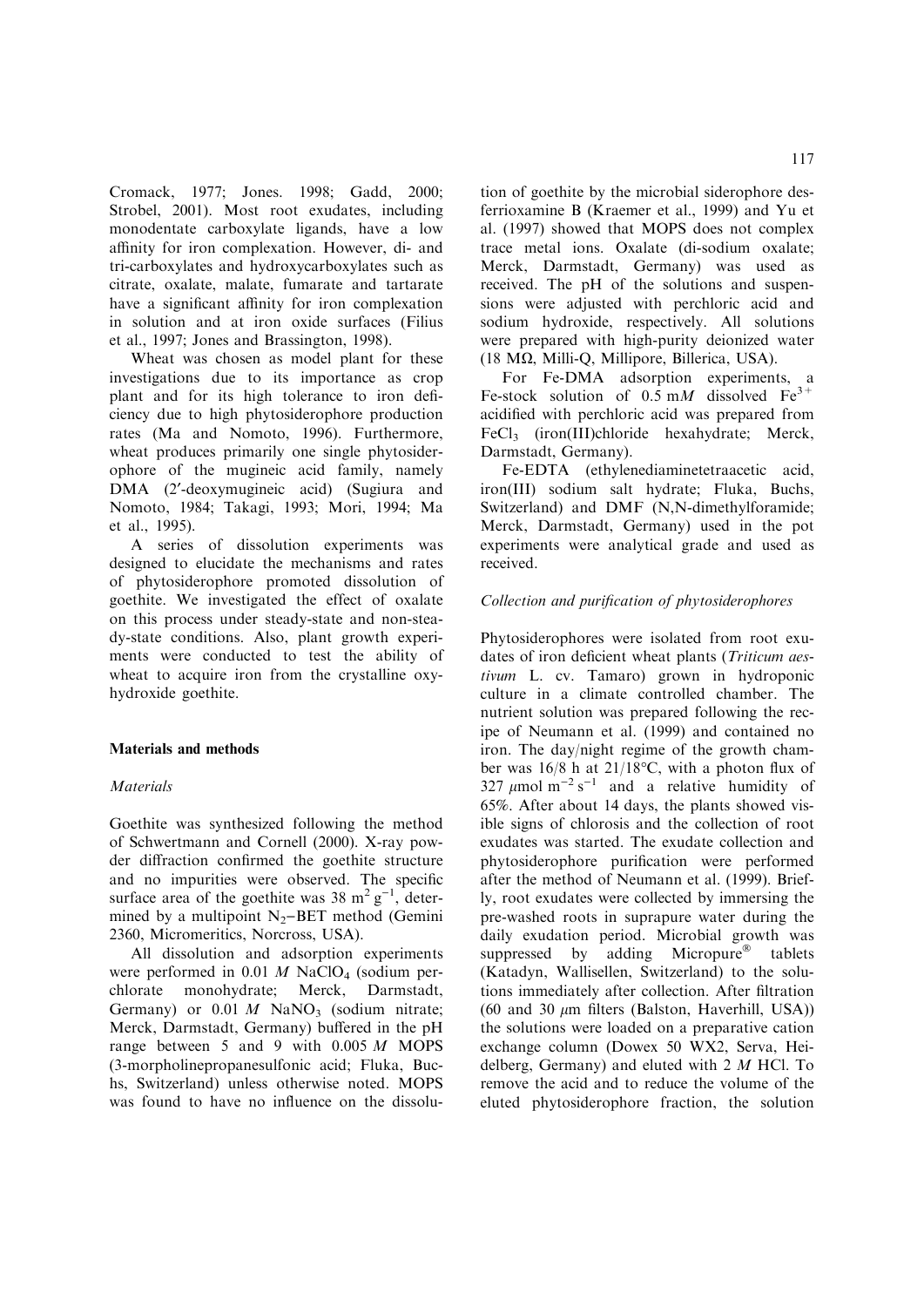Cromack, 1977; Jones. 1998; Gadd, 2000; Strobel, 2001). Most root exudates, including monodentate carboxylate ligands, have a low affinity for iron complexation. However, di- and tri-carboxylates and hydroxycarboxylates such as citrate, oxalate, malate, fumarate and tartarate have a significant affinity for iron complexation in solution and at iron oxide surfaces (Filius et al., 1997; Jones and Brassington, 1998).

Wheat was chosen as model plant for these investigations due to its importance as crop plant and for its high tolerance to iron deficiency due to high phytosiderophore production rates (Ma and Nomoto, 1996). Furthermore, wheat produces primarily one single phytosiderophore of the mugineic acid family, namely DMA (2′-deoxymugineic acid) (Sugiura and Nomoto, 1984; Takagi, 1993; Mori, 1994; Ma et al., 1995).

A series of dissolution experiments was designed to elucidate the mechanisms and rates of phytosiderophore promoted dissolution of goethite. We investigated the effect of oxalate on this process under steady-state and non-steady-state conditions. Also, plant growth experiments were conducted to test the ability of wheat to acquire iron from the crystalline oxyhydroxide goethite.

## Materials and methods

### *Materials*

Goethite was synthesized following the method of Schwertmann and Cornell (2000). X-ray powder diffraction confirmed the goethite structure and no impurities were observed. The specific surface area of the goethite was 38 $m^2\ g^{-1}$, determined by a multipoint $N_2$–BET method (Gemini 2360, Micromeritics, Norcross, USA).

All dissolution and adsorption experiments were performed in 0.01 *M* $NaClO_4$ (sodium perchlorate monohydrate; Merck, Darmstadt, Germany) or 0.01 *M* $NaNO_3$ (sodium nitrate; Merck, Darmstadt, Germany) buffered in the pH range between 5 and 9 with 0.005 *M* MOPS (3-morpholinepropanesulfonic acid; Fluka, Buchs, Switzerland) unless otherwise noted. MOPS was found to have no influence on the dissolution of goethite by the microbial siderophore desferrioxamine B (Kraemer et al., 1999) and Yu et al. (1997) showed that MOPS does not complex trace metal ions. Oxalate (di-sodium oxalate; Merck, Darmstadt, Germany) was used as received. The pH of the solutions and suspensions were adjusted with perchloric acid and sodium hydroxide, respectively. All solutions were prepared with high-purity deionized water (18 MΩ, Milli-Q, Millipore, Billerica, USA).

For Fe-DMA adsorption experiments, a Fe-stock solution of 0.5 m*M* dissolved $Fe^{3+}$ acidified with perchloric acid was prepared from $FeCl_3$ (iron(III)chloride hexahydrate; Merck, Darmstadt, Germany).

Fe-EDTA (ethylenediaminetetraacetic acid, iron(III) sodium salt hydrate; Fluka, Buchs, Switzerland) and DMF (N,N-dimethylformamide; Merck, Darmstadt, Germany) used in the pot experiments were analytical grade and used as received.

### *Collection and purification of phytosiderophores*

Phytosiderophores were isolated from root exudates of iron deficient wheat plants (*Triticum aestivum* L. cv. Tamaro) grown in hydroponic culture in a climate controlled chamber. The nutrient solution was prepared following the recipe of Neumann et al. (1999) and contained no iron. The day/night regime of the growth chamber was 16/8 h at 21/18°C, with a photon flux of 327 $\mu$mol $m^{-2}\ s^{-1}$ and a relative humidity of 65%. After about 14 days, the plants showed visible signs of chlorosis and the collection of root exudates was started. The exudate collection and phytosiderophore purification were performed after the method of Neumann et al. (1999). Briefly, root exudates were collected by immersing the pre-washed roots in suprapure water during the daily exudation period. Microbial growth was suppressed by adding Micropure® tablets (Katadyn, Wallisellen, Switzerland) to the solutions immediately after collection. After filtration (60 and 30 $\mu$m filters (Balston, Haverhill, USA)) the solutions were loaded on a preparative cation exchange column (Dowex 50 WX2, Serva, Heidelberg, Germany) and eluted with 2 *M* HCl. To remove the acid and to reduce the volume of the eluted phytosiderophore fraction, the solution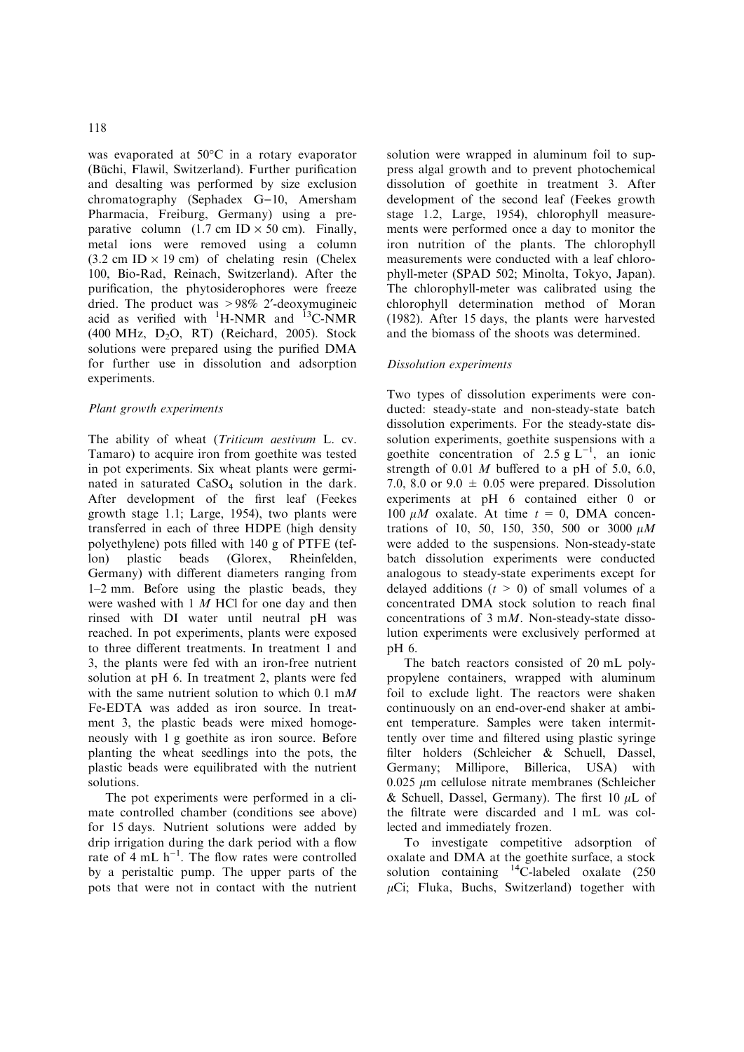was evaporated at 50°C in a rotary evaporator (Büchi, Flawil, Switzerland). Further purification and desalting was performed by size exclusion chromatography (Sephadex G−10, Amersham Pharmacia, Freiburg, Germany) using a preparative column (1.7 cm ID × 50 cm). Finally, metal ions were removed using a column (3.2 cm ID × 19 cm) of chelating resin (Chelex 100, Bio-Rad, Reinach, Switzerland). After the purification, the phytosiderophores were freeze dried. The product was > 98% 2′-deoxymugineic acid as verified with $^{1}$H-NMR and $^{13}$C-NMR (400 MHz, $D_2O$, RT) (Reichard, 2005). Stock solutions were prepared using the purified DMA for further use in dissolution and adsorption experiments.

### *Plant growth experiments*

The ability of wheat (*Triticum aestivum* L. cv. Tamaro) to acquire iron from goethite was tested in pot experiments. Six wheat plants were germinated in saturated $CaSO_4$ solution in the dark. After development of the first leaf (Feekes growth stage 1.1; Large, 1954), two plants were transferred in each of three HDPE (high density polyethylene) pots filled with 140 g of PTFE (teflon) plastic beads (Glorex, Rheinfelden, Germany) with different diameters ranging from 1–2 mm. Before using the plastic beads, they were washed with 1 *M* HCl for one day and then rinsed with DI water until neutral pH was reached. In pot experiments, plants were exposed to three different treatments. In treatment 1 and 3, the plants were fed with an iron-free nutrient solution at pH 6. In treatment 2, plants were fed with the same nutrient solution to which 0.1 m*M* Fe-EDTA was added as iron source. In treatment 3, the plastic beads were mixed homogeneously with 1 g goethite as iron source. Before planting the wheat seedlings into the pots, the plastic beads were equilibrated with the nutrient solutions.

The pot experiments were performed in a climate controlled chamber (conditions see above) for 15 days. Nutrient solutions were added by drip irrigation during the dark period with a flow rate of 4 mL $h^{-1}$. The flow rates were controlled by a peristaltic pump. The upper parts of the pots that were not in contact with the nutrient solution were wrapped in aluminum foil to suppress algal growth and to prevent photochemical dissolution of goethite in treatment 3. After development of the second leaf (Feekes growth stage 1.2, Large, 1954), chlorophyll measurements were performed once a day to monitor the iron nutrition of the plants. The chlorophyll measurements were conducted with a leaf chlorophyll-meter (SPAD 502; Minolta, Tokyo, Japan). The chlorophyll-meter was calibrated using the chlorophyll determination method of Moran (1982). After 15 days, the plants were harvested and the biomass of the shoots was determined.

### *Dissolution experiments*

Two types of dissolution experiments were conducted: steady-state and non-steady-state batch dissolution experiments. For the steady-state dissolution experiments, goethite suspensions with a goethite concentration of 2.5 g $L^{-1}$, an ionic strength of 0.01 *M* buffered to a pH of 5.0, 6.0, 7.0, 8.0 or 9.0 ± 0.05 were prepared. Dissolution experiments at pH 6 contained either 0 or 100 $\mu M$ oxalate. At time $t = 0$, DMA concentrations of 10, 50, 150, 350, 500 or 3000 $\mu M$ were added to the suspensions. Non-steady-state batch dissolution experiments were conducted analogous to steady-state experiments except for delayed additions ($t > 0$) of small volumes of a concentrated DMA stock solution to reach final concentrations of 3 m*M*. Non-steady-state dissolution experiments were exclusively performed at pH 6.

The batch reactors consisted of 20 mL polypropylene containers, wrapped with aluminum foil to exclude light. The reactors were shaken continuously on an end-over-end shaker at ambient temperature. Samples were taken intermittently over time and filtered using plastic syringe filter holders (Schleicher & Schuell, Dassel, Germany; Millipore, Billerica, USA) with 0.025 $\mu$m cellulose nitrate membranes (Schleicher & Schuell, Dassel, Germany). The first 10 $\mu$L of the filtrate were discarded and 1 mL was collected and immediately frozen.

To investigate competitive adsorption of oxalate and DMA at the goethite surface, a stock solution containing $^{14}$C-labeled oxalate (250 $\mu$Ci; Fluka, Buchs, Switzerland) together with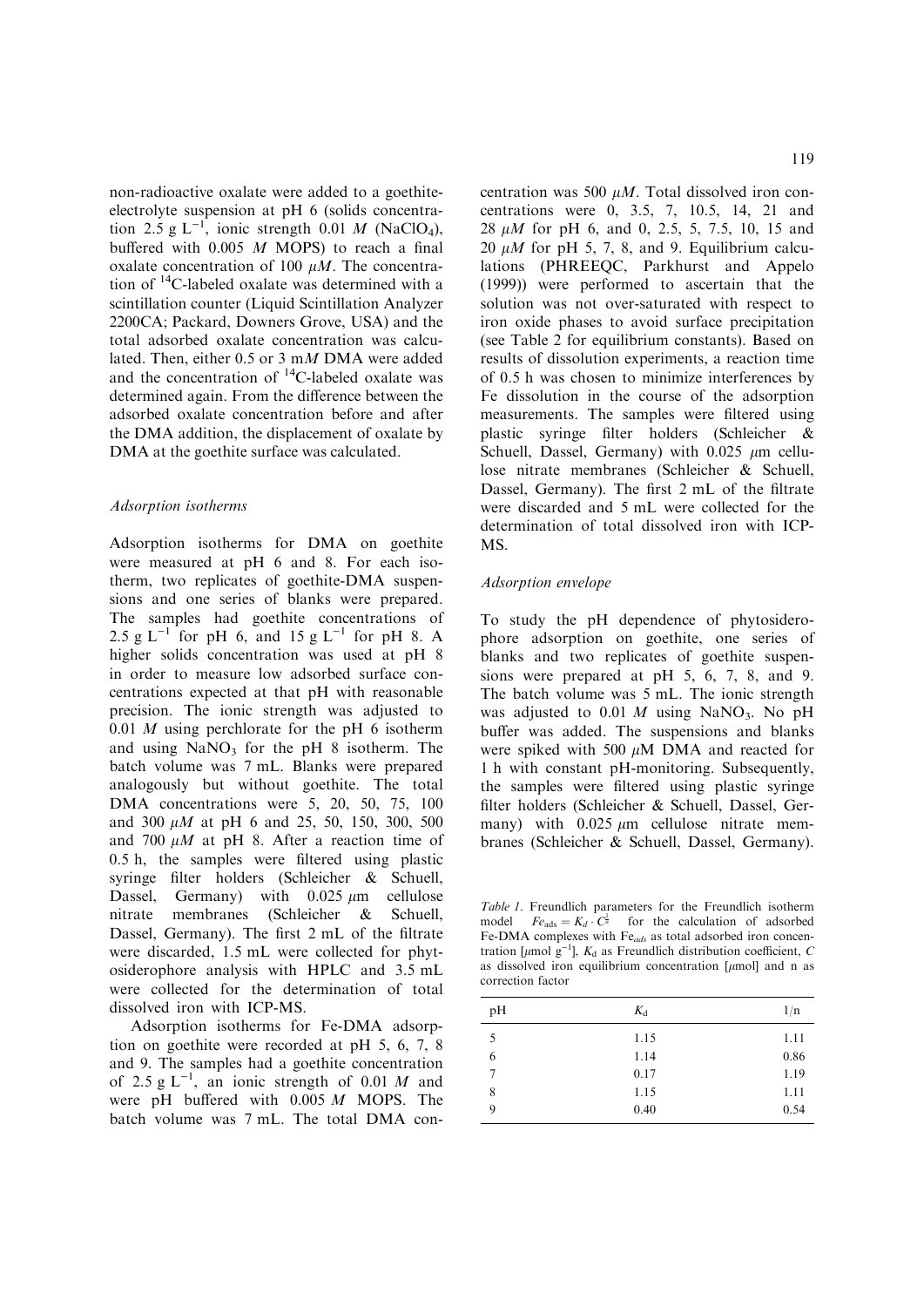non-radioactive oxalate were added to a goethite-electrolyte suspension at pH 6 (solids concentration 2.5 g $L^{-1}$, ionic strength 0.01 *M* ($NaClO_4$), buffered with 0.005 *M* MOPS) to reach a final oxalate concentration of 100 $\mu M$. The concentration of $^{14}C$-labeled oxalate was determined with a scintillation counter (Liquid Scintillation Analyzer 2200CA; Packard, Downers Grove, USA) and the total adsorbed oxalate concentration was calculated. Then, either 0.5 or 3 m*M* DMA were added and the concentration of $^{14}C$-labeled oxalate was determined again. From the difference between the adsorbed oxalate concentration before and after the DMA addition, the displacement of oxalate by DMA at the goethite surface was calculated.

### Adsorption isotherms

Adsorption isotherms for DMA on goethite were measured at pH 6 and 8. For each isotherm, two replicates of goethite-DMA suspensions and one series of blanks were prepared. The samples had goethite concentrations of 2.5 g $L^{-1}$ for pH 6, and 15 g $L^{-1}$ for pH 8. A higher solids concentration was used at pH 8 in order to measure low adsorbed surface concentrations expected at that pH with reasonable precision. The ionic strength was adjusted to 0.01 *M* using perchlorate for the pH 6 isotherm and using $NaNO_3$ for the pH 8 isotherm. The batch volume was 7 mL. Blanks were prepared analogously but without goethite. The total DMA concentrations were 5, 20, 50, 75, 100 and 300 $\mu M$ at pH 6 and 25, 50, 150, 300, 500 and 700 $\mu M$ at pH 8. After a reaction time of 0.5 h, the samples were filtered using plastic syringe filter holders (Schleicher & Schuell, Dassel, Germany) with 0.025 $\mu$m cellulose nitrate membranes (Schleicher & Schuell, Dassel, Germany). The first 2 mL of the filtrate were discarded, 1.5 mL were collected for phytosiderophore analysis with HPLC and 3.5 mL were collected for the determination of total dissolved iron with ICP-MS.

Adsorption isotherms for Fe-DMA adsorption on goethite were recorded at pH 5, 6, 7, 8 and 9. The samples had a goethite concentration of 2.5 g $L^{-1}$, an ionic strength of 0.01 *M* and were pH buffered with 0.005 *M* MOPS. The batch volume was 7 mL. The total DMA concentration was 500 $\mu M$. Total dissolved iron concentrations were 0, 3.5, 7, 10.5, 14, 21 and 28 $\mu M$ for pH 6, and 0, 2.5, 5, 7.5, 10, 15 and 20 $\mu M$ for pH 5, 7, 8, and 9. Equilibrium calculations (PHREEQC, Parkhurst and Appelo (1999)) were performed to ascertain that the solution was not over-saturated with respect to iron oxide phases to avoid surface precipitation (see Table 2 for equilibrium constants). Based on results of dissolution experiments, a reaction time of 0.5 h was chosen to minimize interferences by Fe dissolution in the course of the adsorption measurements. The samples were filtered using plastic syringe filter holders (Schleicher & Schuell, Dassel, Germany) with 0.025 $\mu$m cellulose nitrate membranes (Schleicher & Schuell, Dassel, Germany). The first 2 mL of the filtrate were discarded and 5 mL were collected for the determination of total dissolved iron with ICP-MS.

### Adsorption envelope

To study the pH dependence of phytosiderophore adsorption on goethite, one series of blanks and two replicates of goethite suspensions were prepared at pH 5, 6, 7, 8, and 9. The batch volume was 5 mL. The ionic strength was adjusted to 0.01 *M* using $NaNO_3$. No pH buffer was added. The suspensions and blanks were spiked with 500 $\mu$M DMA and reacted for 1 h with constant pH-monitoring. Subsequently, the samples were filtered using plastic syringe filter holders (Schleicher & Schuell, Dassel, Germany) with 0.025 $\mu$m cellulose nitrate membranes (Schleicher & Schuell, Dassel, Germany).

*Table 1.* Freundlich parameters for the Freundlich isotherm model $Fe_{ads} = K_d \cdot C^{\frac{1}{n}}$ for the calculation of adsorbed Fe-DMA complexes with $Fe_{ads}$ as total adsorbed iron concentration [$\mu$mol $g^{-1}$], $K_d$ as Freundlich distribution coefficient, *C* as dissolved iron equilibrium concentration [$\mu$mol] and n as correction factor

| pH | $K_d$ | 1/n |
|---|---|---|
| 5 | 1.15 | 1.11 |
| 6 | 1.14 | 0.86 |
| 7 | 0.17 | 1.19 |
| 8 | 1.15 | 1.11 |
| 9 | 0.40 | 0.54 |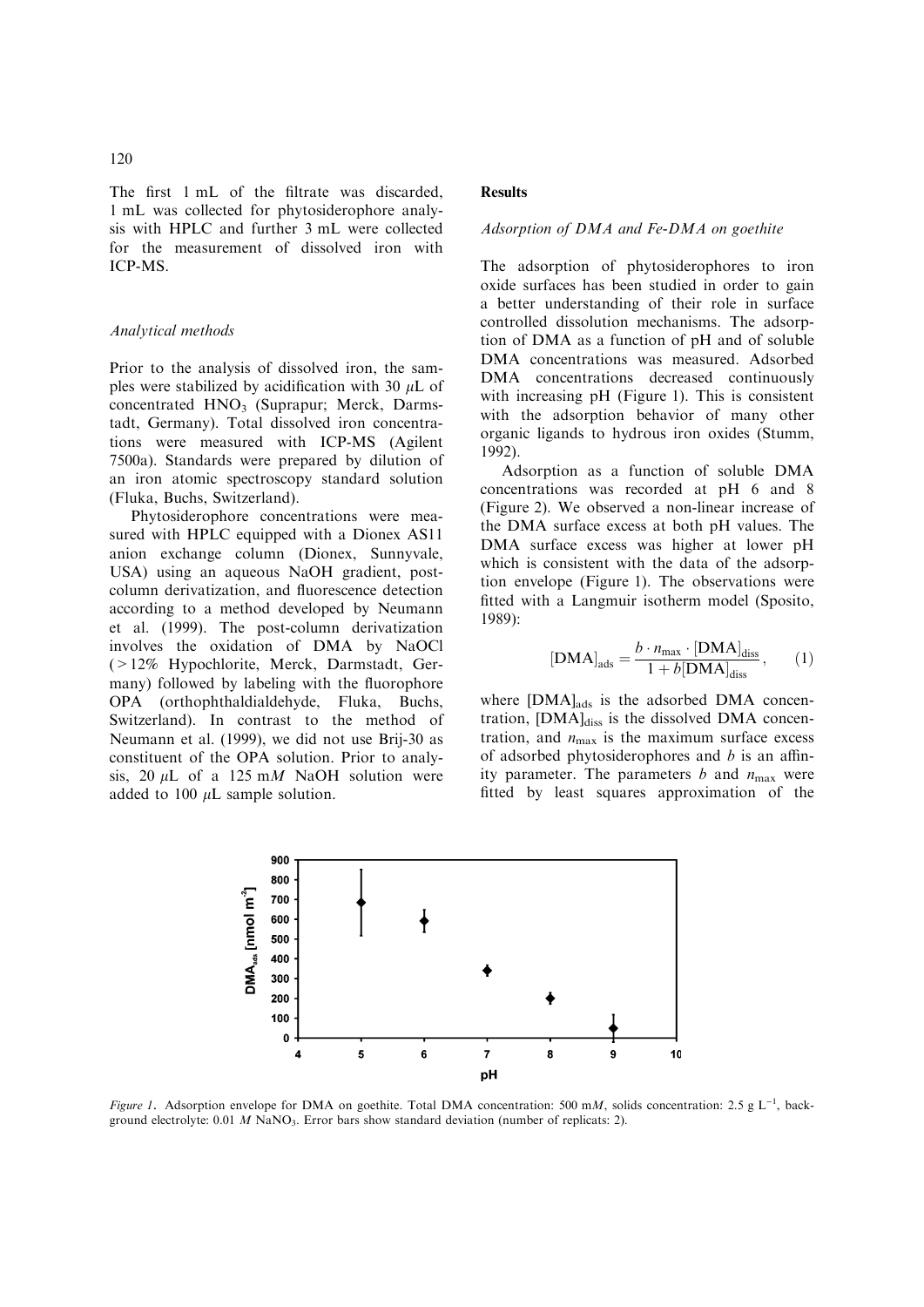The first 1 mL of the filtrate was discarded, 1 mL was collected for phytosiderophore analysis with HPLC and further 3 mL were collected for the measurement of dissolved iron with ICP-MS.

### *Analytical methods*

Prior to the analysis of dissolved iron, the samples were stabilized by acidification with 30 $\mu$L of concentrated $HNO_3$ (Suprapur; Merck, Darmstadt, Germany). Total dissolved iron concentrations were measured with ICP-MS (Agilent 7500a). Standards were prepared by dilution of an iron atomic spectroscopy standard solution (Fluka, Buchs, Switzerland).

Phytosiderophore concentrations were measured with HPLC equipped with a Dionex AS11 anion exchange column (Dionex, Sunnyvale, USA) using an aqueous NaOH gradient, post-column derivatization, and fluorescence detection according to a method developed by Neumann et al. (1999). The post-column derivatization involves the oxidation of DMA by NaOCl (>12% Hypochlorite, Merck, Darmstadt, Germany) followed by labeling with the fluorophore OPA (orthophthaldialdehyde, Fluka, Buchs, Switzerland). In contrast to the method of Neumann et al. (1999), we did not use Brij-30 as constituent of the OPA solution. Prior to analysis, 20 $\mu$L of a 125 m*M* NaOH solution were added to 100 $\mu$L sample solution.

## Results

### *Adsorption of DMA and Fe-DMA on goethite*

The adsorption of phytosiderophores to iron oxide surfaces has been studied in order to gain a better understanding of their role in surface controlled dissolution mechanisms. The adsorption of DMA as a function of pH and of soluble DMA concentrations was measured. Adsorbed DMA concentrations decreased continuously with increasing pH (Figure 1). This is consistent with the adsorption behavior of many other organic ligands to hydrous iron oxides (Stumm, 1992).

Adsorption as a function of soluble DMA concentrations was recorded at pH 6 and 8 (Figure 2). We observed a non-linear increase of the DMA surface excess at both pH values. The DMA surface excess was higher at lower pH which is consistent with the data of the adsorption envelope (Figure 1). The observations were fitted with a Langmuir isotherm model (Sposito, 1989):

$$[\mathrm{DMA}]_{\mathrm{ads}} = \frac{b \cdot n_{\max} \cdot [\mathrm{DMA}]_{\mathrm{diss}}}{1 + b[\mathrm{DMA}]_{\mathrm{diss}}}, \qquad (1)$$

where $[\mathrm{DMA}]_{\mathrm{ads}}$ is the adsorbed DMA concentration, $[\mathrm{DMA}]_{\mathrm{diss}}$ is the dissolved DMA concentration, and $n_{\max}$ is the maximum surface excess of adsorbed phytosiderophores and $b$ is an affinity parameter. The parameters $b$ and $n_{\max}$ were fitted by least squares approximation of the

*Figure 1*. Adsorption envelope for DMA on goethite. Total DMA concentration: 500 m*M*, solids concentration: 2.5 g $L^{-1}$, background electrolyte: 0.01 *M* $NaNO_3$. Error bars show standard deviation (number of replicats: 2).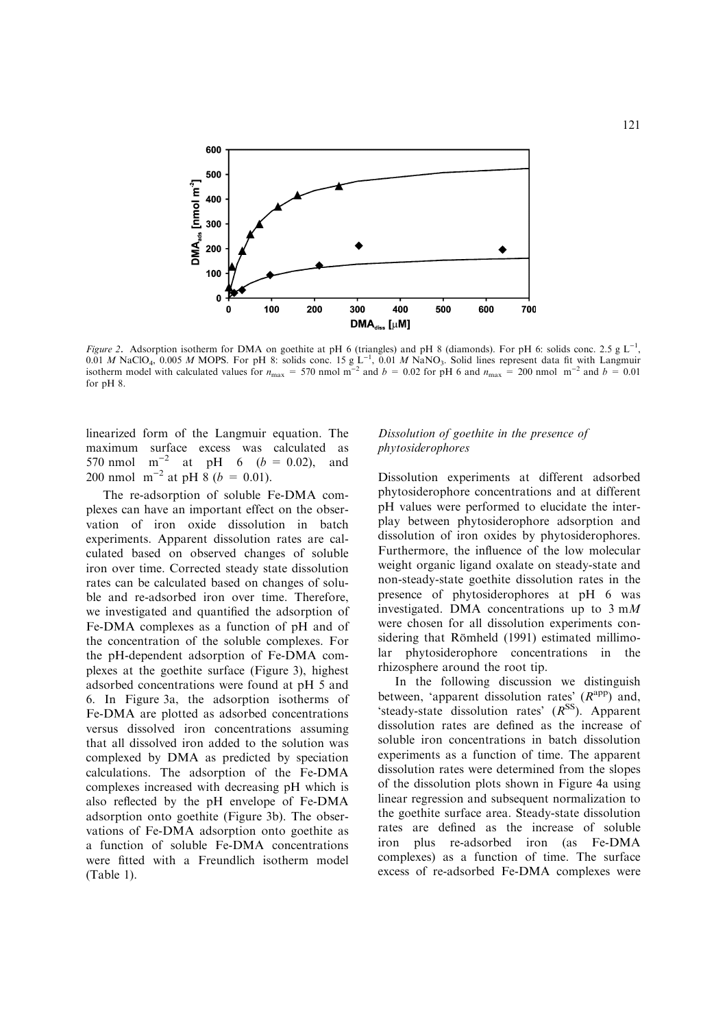*Figure 2*. Adsorption isotherm for DMA on goethite at pH 6 (triangles) and pH 8 (diamonds). For pH 6: solids conc. 2.5 g $L^{-1}$, 0.01 *M* $NaClO_4$, 0.005 *M* MOPS. For pH 8: solids conc. 15 g $L^{-1}$, 0.01 *M* $NaNO_3$. Solid lines represent data fit with Langmuir isotherm model with calculated values for $n_{max}$ = 570 nmol $m^{-2}$ and $b$ = 0.02 for pH 6 and $n_{max}$ = 200 nmol $m^{-2}$ and $b$ = 0.01 for pH 8.

linearized form of the Langmuir equation. The maximum surface excess was calculated as 570 nmol $m^{-2}$ at pH 6 ($b$ = 0.02), and 200 nmol $m^{-2}$ at pH 8 ($b$ = 0.01).

The re-adsorption of soluble Fe-DMA complexes can have an important effect on the observation of iron oxide dissolution in batch experiments. Apparent dissolution rates are calculated based on observed changes of soluble iron over time. Corrected steady state dissolution rates can be calculated based on changes of soluble and re-adsorbed iron over time. Therefore, we investigated and quantified the adsorption of Fe-DMA complexes as a function of pH and of the concentration of the soluble complexes. For the pH-dependent adsorption of Fe-DMA complexes at the goethite surface (Figure 3), highest adsorbed concentrations were found at pH 5 and 6. In Figure 3a, the adsorption isotherms of Fe-DMA are plotted as adsorbed concentrations versus dissolved iron concentrations assuming that all dissolved iron added to the solution was complexed by DMA as predicted by speciation calculations. The adsorption of the Fe-DMA complexes increased with decreasing pH which is also reflected by the pH envelope of Fe-DMA adsorption onto goethite (Figure 3b). The observations of Fe-DMA adsorption onto goethite as a function of soluble Fe-DMA concentrations were fitted with a Freundlich isotherm model (Table 1).

### *Dissolution of goethite in the presence of phytosiderophores*

Dissolution experiments at different adsorbed phytosiderophore concentrations and at different pH values were performed to elucidate the interplay between phytosiderophore adsorption and dissolution of iron oxides by phytosiderophores. Furthermore, the influence of the low molecular weight organic ligand oxalate on steady-state and non-steady-state goethite dissolution rates in the presence of phytosiderophores at pH 6 was investigated. DMA concentrations up to 3 m*M* were chosen for all dissolution experiments considering that Römheld (1991) estimated millimolar phytosiderophore concentrations in the rhizosphere around the root tip.

In the following discussion we distinguish between, 'apparent dissolution rates' ($R^{app}$) and, 'steady-state dissolution rates' ($R^{SS}$). Apparent dissolution rates are defined as the increase of soluble iron concentrations in batch dissolution experiments as a function of time. The apparent dissolution rates were determined from the slopes of the dissolution plots shown in Figure 4a using linear regression and subsequent normalization to the goethite surface area. Steady-state dissolution rates are defined as the increase of soluble iron plus re-adsorbed iron (as Fe-DMA complexes) as a function of time. The surface excess of re-adsorbed Fe-DMA complexes were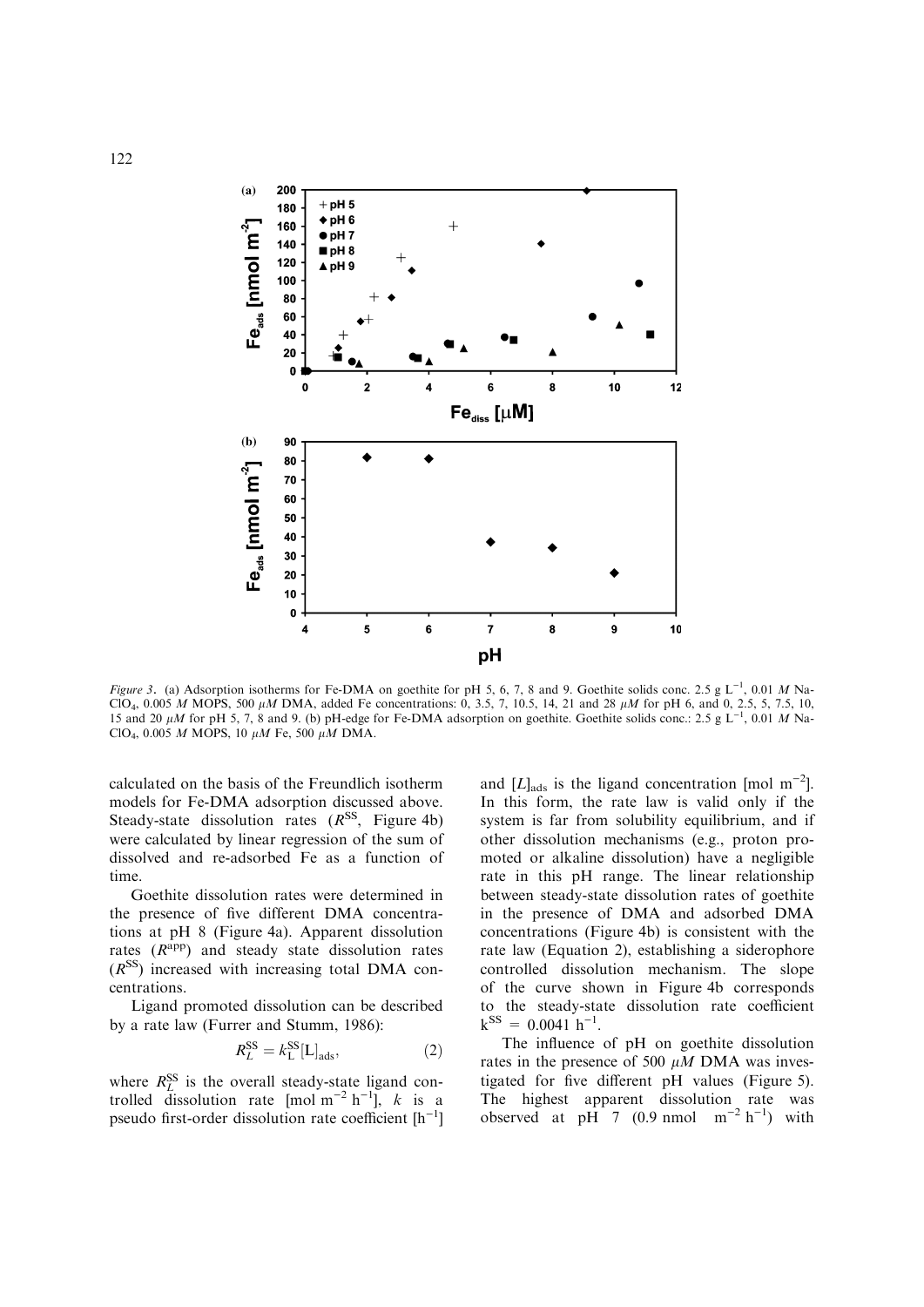*Figure 3*. (a) Adsorption isotherms for Fe-DMA on goethite for pH 5, 6, 7, 8 and 9. Goethite solids conc. 2.5 g $L^{-1}$, 0.01 *M* $NaClO_4$, 0.005 *M* MOPS, 500 $\mu M$ DMA, added Fe concentrations: 0, 3.5, 7, 10.5, 14, 21 and 28 $\mu M$ for pH 6, and 0, 2.5, 5, 7.5, 10, 15 and 20 $\mu M$ for pH 5, 7, 8 and 9. (b) pH-edge for Fe-DMA adsorption on goethite. Goethite solids conc.: 2.5 g $L^{-1}$, 0.01 *M* $NaClO_4$, 0.005 *M* MOPS, 10 $\mu M$ Fe, 500 $\mu M$ DMA.

calculated on the basis of the Freundlich isotherm models for Fe-DMA adsorption discussed above. Steady-state dissolution rates ($R^{SS}$, Figure 4b) were calculated by linear regression of the sum of dissolved and re-adsorbed Fe as a function of time.

Goethite dissolution rates were determined in the presence of five different DMA concentrations at pH 8 (Figure 4a). Apparent dissolution rates ($R^{app}$) and steady state dissolution rates ($R^{SS}$) increased with increasing total DMA concentrations.

Ligand promoted dissolution can be described by a rate law (Furrer and Stumm, 1986):

$$R_L^{SS} = k_L^{SS}[L]_{ads}, \qquad (2)$$

where $R_L^{SS}$ is the overall steady-state ligand controlled dissolution rate [mol $m^{-2}$ $h^{-1}$], $k$ is a pseudo first-order dissolution rate coefficient [$h^{-1}$] and $[L]_{ads}$ is the ligand concentration [mol $m^{-2}$]. In this form, the rate law is valid only if the system is far from solubility equilibrium, and if other dissolution mechanisms (e.g., proton promoted or alkaline dissolution) have a negligible rate in this pH range. The linear relationship between steady-state dissolution rates of goethite in the presence of DMA and adsorbed DMA concentrations (Figure 4b) is consistent with the rate law (Equation 2), establishing a siderophore controlled dissolution mechanism. The slope of the curve shown in Figure 4b corresponds to the steady-state dissolution rate coefficient $k^{SS} = 0.0041\ h^{-1}$.

The influence of pH on goethite dissolution rates in the presence of 500 $\mu M$ DMA was investigated for five different pH values (Figure 5). The highest apparent dissolution rate was observed at pH 7 (0.9 nmol $m^{-2}$ $h^{-1}$) with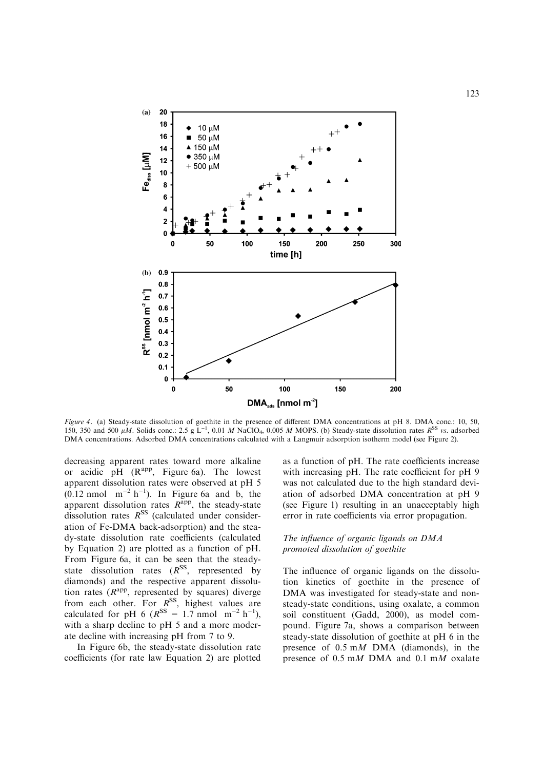*Figure 4*. (a) Steady-state dissolution of goethite in the presence of different DMA concentrations at pH 8. DMA conc.: 10, 50, 150, 350 and 500 $\mu M$. Solids conc.: 2.5 g $L^{-1}$, 0.01 $M$ $NaClO_4$, 0.005 $M$ MOPS. (b) Steady-state dissolution rates $R^{SS}$ *vs.* adsorbed DMA concentrations. Adsorbed DMA concentrations calculated with a Langmuir adsorption isotherm model (see Figure 2).

decreasing apparent rates toward more alkaline or acidic pH ($R^{app}$, Figure 6a). The lowest apparent dissolution rates were observed at pH 5 (0.12 nmol $m^{-2}$ $h^{-1}$). In Figure 6a and b, the apparent dissolution rates $R^{app}$, the steady-state dissolution rates $R^{SS}$ (calculated under consideration of Fe-DMA back-adsorption) and the steady-state dissolution rate coefficients (calculated by Equation 2) are plotted as a function of pH. From Figure 6a, it can be seen that the steady-state dissolution rates ($R^{SS}$, represented by diamonds) and the respective apparent dissolution rates ($R^{app}$, represented by squares) diverge from each other. For $R^{SS}$, highest values are calculated for pH 6 ($R^{SS}$ = 1.7 nmol $m^{-2}$ $h^{-1}$), with a sharp decline to pH 5 and a more moderate decline with increasing pH from 7 to 9.

In Figure 6b, the steady-state dissolution rate coefficients (for rate law Equation 2) are plotted as a function of pH. The rate coefficients increase with increasing pH. The rate coefficient for pH 9 was not calculated due to the high standard deviation of adsorbed DMA concentration at pH 9 (see Figure 1) resulting in an unacceptably high error in rate coefficients via error propagation.

### *The influence of organic ligands on DMA promoted dissolution of goethite*

The influence of organic ligands on the dissolution kinetics of goethite in the presence of DMA was investigated for steady-state and non-steady-state conditions, using oxalate, a common soil constituent (Gadd, 2000), as model compound. Figure 7a, shows a comparison between steady-state dissolution of goethite at pH 6 in the presence of 0.5 m$M$ DMA (diamonds), in the presence of 0.5 m$M$ DMA and 0.1 m$M$ oxalate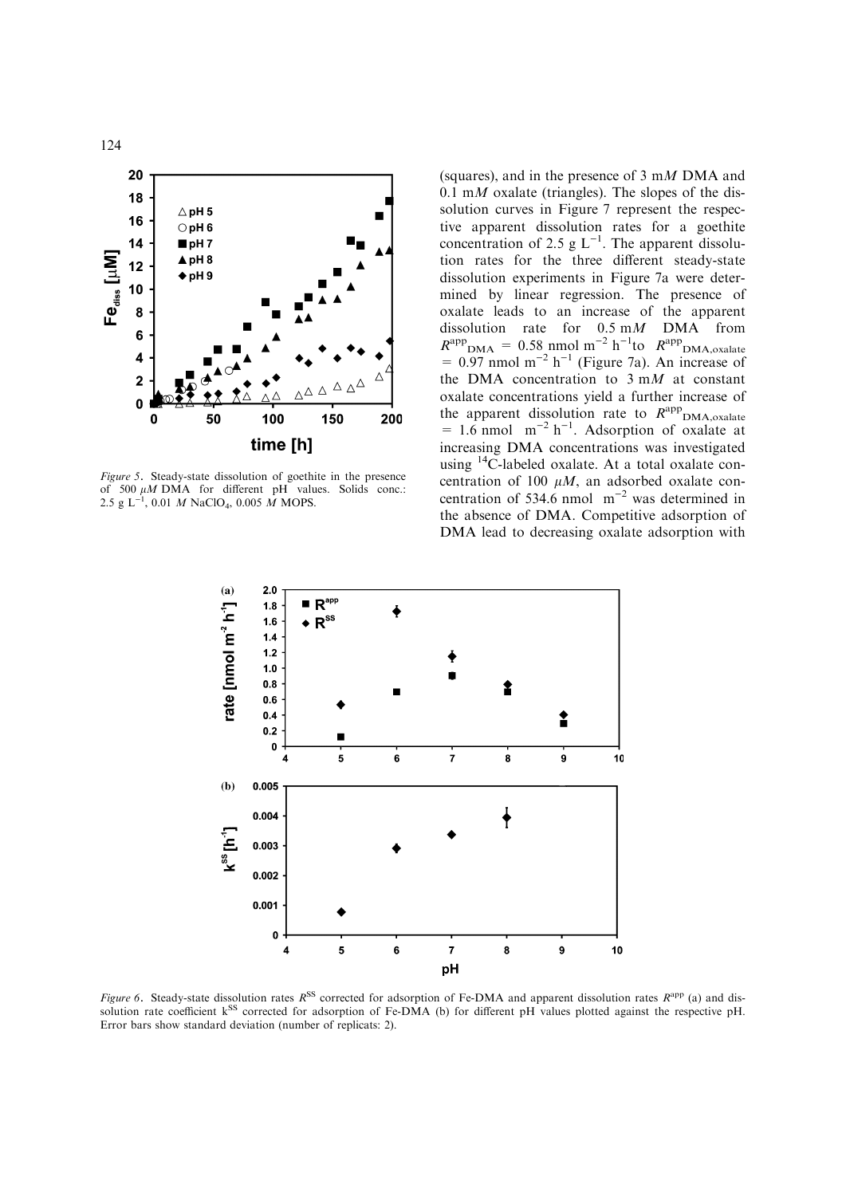*Figure 5*. Steady-state dissolution of goethite in the presence of 500 $\mu M$ DMA for different pH values. Solids conc.: 2.5 g $L^{-1}$, 0.01 *M* $NaClO_4$, 0.005 *M* MOPS.

(squares), and in the presence of 3 m*M* DMA and 0.1 m*M* oxalate (triangles). The slopes of the dissolution curves in Figure 7 represent the respective apparent dissolution rates for a goethite concentration of 2.5 g $L^{-1}$. The apparent dissolution rates for the three different steady-state dissolution experiments in Figure 7a were determined by linear regression. The presence of oxalate leads to an increase of the apparent dissolution rate for 0.5 m*M* DMA from $R^{app}_{DMA}$ = 0.58 nmol $m^{-2}$ $h^{-1}$to $R^{app}_{DMA,oxalate}$ = 0.97 nmol $m^{-2}$ $h^{-1}$ (Figure 7a). An increase of the DMA concentration to 3 m*M* at constant oxalate concentrations yield a further increase of the apparent dissolution rate to $R^{app}_{DMA,oxalate}$ = 1.6 nmol $m^{-2}$ $h^{-1}$. Adsorption of oxalate at increasing DMA concentrations was investigated using $^{14}C$-labeled oxalate. At a total oxalate concentration of 100 $\mu M$, an adsorbed oxalate concentration of 534.6 nmol $m^{-2}$ was determined in the absence of DMA. Competitive adsorption of DMA lead to decreasing oxalate adsorption with

*Figure 6*. Steady-state dissolution rates $R^{SS}$ corrected for adsorption of Fe-DMA and apparent dissolution rates $R^{app}$ (a) and dissolution rate coefficient $k^{SS}$ corrected for adsorption of Fe-DMA (b) for different pH values plotted against the respective pH. Error bars show standard deviation (number of replicats: 2).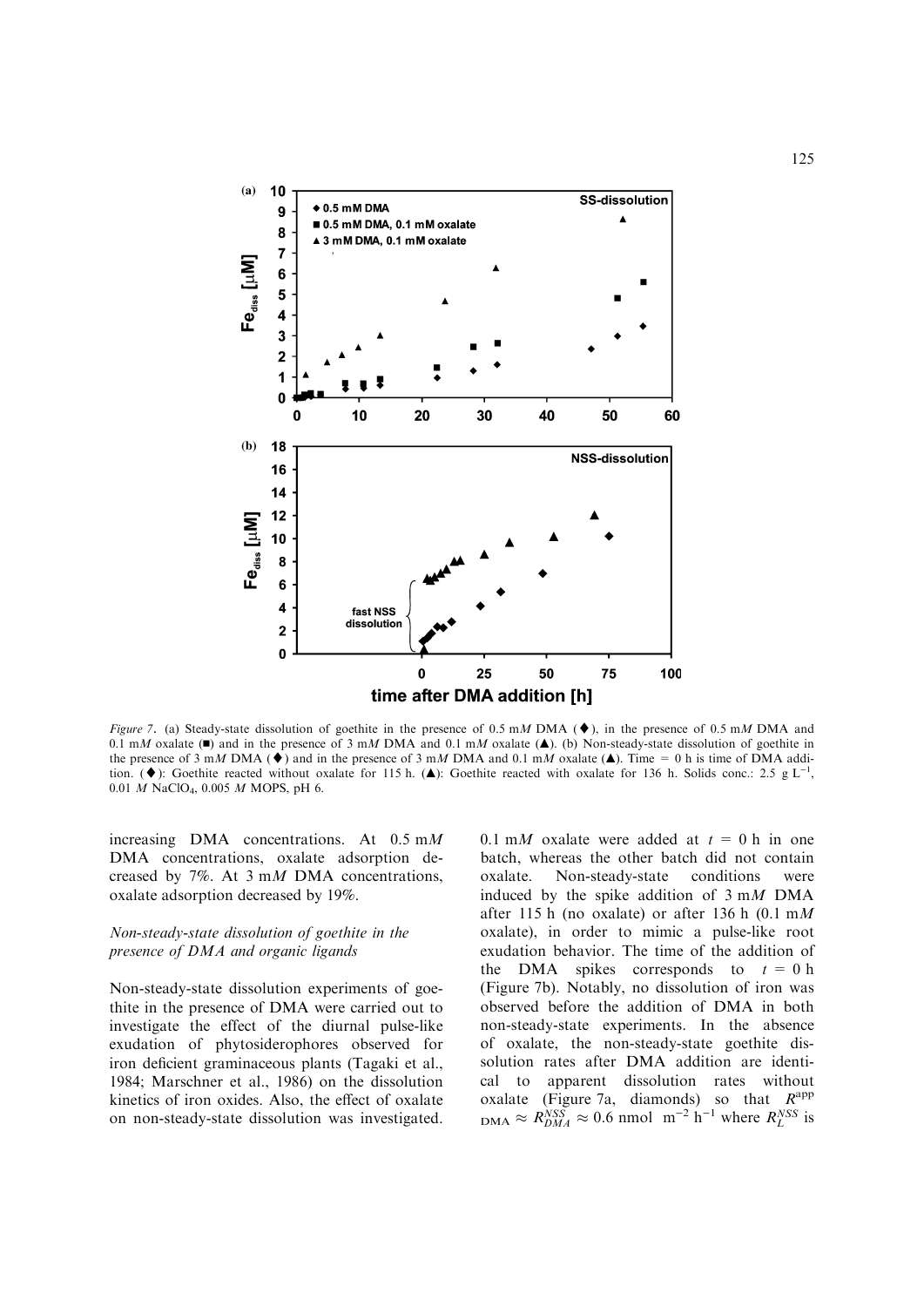*Figure 7*. (a) Steady-state dissolution of goethite in the presence of 0.5 m*M* DMA (♦), in the presence of 0.5 m*M* DMA and 0.1 m*M* oxalate (■) and in the presence of 3 m*M* DMA and 0.1 m*M* oxalate (▲). (b) Non-steady-state dissolution of goethite in the presence of 3 m*M* DMA (♦) and in the presence of 3 m*M* DMA and 0.1 m*M* oxalate (▲). Time = 0 h is time of DMA addition. (♦): Goethite reacted without oxalate for 115 h. (▲): Goethite reacted with oxalate for 136 h. Solids conc.: 2.5 g $L^{-1}$, 0.01 *M* $NaClO_4$, 0.005 *M* MOPS, pH 6.

increasing DMA concentrations. At 0.5 m*M* DMA concentrations, oxalate adsorption decreased by 7%. At 3 m*M* DMA concentrations, oxalate adsorption decreased by 19%.

### *Non-steady-state dissolution of goethite in the presence of DMA and organic ligands*

Non-steady-state dissolution experiments of goethite in the presence of DMA were carried out to investigate the effect of the diurnal pulse-like exudation of phytosiderophores observed for iron deficient graminaceous plants (Tagaki et al., 1984; Marschner et al., 1986) on the dissolution kinetics of iron oxides. Also, the effect of oxalate on non-steady-state dissolution was investigated. 0.1 m*M* oxalate were added at $t = 0$ h in one batch, whereas the other batch did not contain oxalate. Non-steady-state conditions were induced by the spike addition of 3 m*M* DMA after 115 h (no oxalate) or after 136 h (0.1 m*M* oxalate), in order to mimic a pulse-like root exudation behavior. The time of the addition of the DMA spikes corresponds to $t = 0$ h (Figure 7b). Notably, no dissolution of iron was observed before the addition of DMA in both non-steady-state experiments. In the absence of oxalate, the non-steady-state goethite dissolution rates after DMA addition are identical to apparent dissolution rates without oxalate (Figure 7a, diamonds) so that $R^{app}_{DMA} \approx R^{NSS}_{DMA} \approx 0.6$ nmol $m^{-2}$ $h^{-1}$ where $R^{NSS}_{L}$ is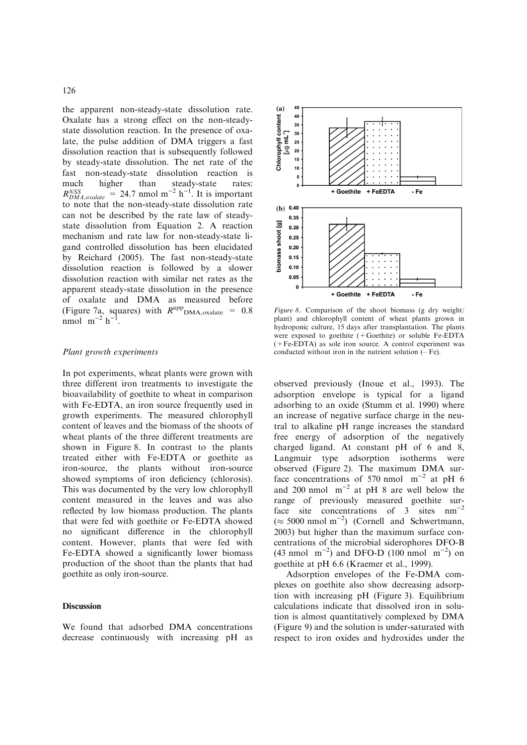the apparent non-steady-state dissolution rate. Oxalate has a strong effect on the non-steady-state dissolution reaction. In the presence of oxalate, the pulse addition of DMA triggers a fast dissolution reaction that is subsequently followed by steady-state dissolution. The net rate of the fast non-steady-state dissolution reaction is much higher than steady-state rates: $R^{NSS}_{DMA,oxalate}$ = 24.7 nmol $m^{-2}$ $h^{-1}$. It is important to note that the non-steady-state dissolution rate can not be described by the rate law of steady-state dissolution from Equation 2. A reaction mechanism and rate law for non-steady-state ligand controlled dissolution has been elucidated by Reichard (2005). The fast non-steady-state dissolution reaction is followed by a slower dissolution reaction with similar net rates as the apparent steady-state dissolution in the presence of oxalate and DMA as measured before (Figure 7a, squares) with $R^{app}_{DMA,oxalate}$ = 0.8 nmol $m^{-2}$ $h^{-1}$.

### *Plant growth experiments*

In pot experiments, wheat plants were grown with three different iron treatments to investigate the bioavailability of goethite to wheat in comparison with Fe-EDTA, an iron source frequently used in growth experiments. The measured chlorophyll content of leaves and the biomass of the shoots of wheat plants of the three different treatments are shown in Figure 8. In contrast to the plants treated either with Fe-EDTA or goethite as iron-source, the plants without iron-source showed symptoms of iron deficiency (chlorosis). This was documented by the very low chlorophyll content measured in the leaves and was also reflected by low biomass production. The plants that were fed with goethite or Fe-EDTA showed no significant difference in the chlorophyll content. However, plants that were fed with Fe-EDTA showed a significantly lower biomass production of the shoot than the plants that had goethite as only iron-source.

*Figure 8*. Comparison of the shoot biomass (g dry weight/plant) and chlorophyll content of wheat plants grown in hydroponic culture, 15 days after transplantation. The plants were exposed to goethite (+Goethite) or soluble Fe-EDTA (+Fe-EDTA) as sole iron source. A control experiment was conducted without iron in the nutrient solution (– Fe).

## Discussion

We found that adsorbed DMA concentrations decrease continuously with increasing pH as observed previously (Inoue et al., 1993). The adsorption envelope is typical for a ligand adsorbing to an oxide (Stumm et al. 1990) where an increase of negative surface charge in the neutral to alkaline pH range increases the standard free energy of adsorption of the negatively charged ligand. At constant pH of 6 and 8, Langmuir type adsorption isotherms were observed (Figure 2). The maximum DMA surface concentrations of 570 nmol $m^{-2}$ at pH 6 and 200 nmol $m^{-2}$ at pH 8 are well below the range of previously measured goethite surface site concentrations of 3 sites $nm^{-2}$ (≈ 5000 nmol $m^{-2}$) (Cornell and Schwertmann, 2003) but higher than the maximum surface concentrations of the microbial siderophores DFO-B (43 nmol $m^{-2}$) and DFO-D (100 nmol $m^{-2}$) on goethite at pH 6.6 (Kraemer et al., 1999).

Adsorption envelopes of the Fe-DMA complexes on goethite also show decreasing adsorption with increasing pH (Figure 3). Equilibrium calculations indicate that dissolved iron in solution is almost quantitatively complexed by DMA (Figure 9) and the solution is under-saturated with respect to iron oxides and hydroxides under the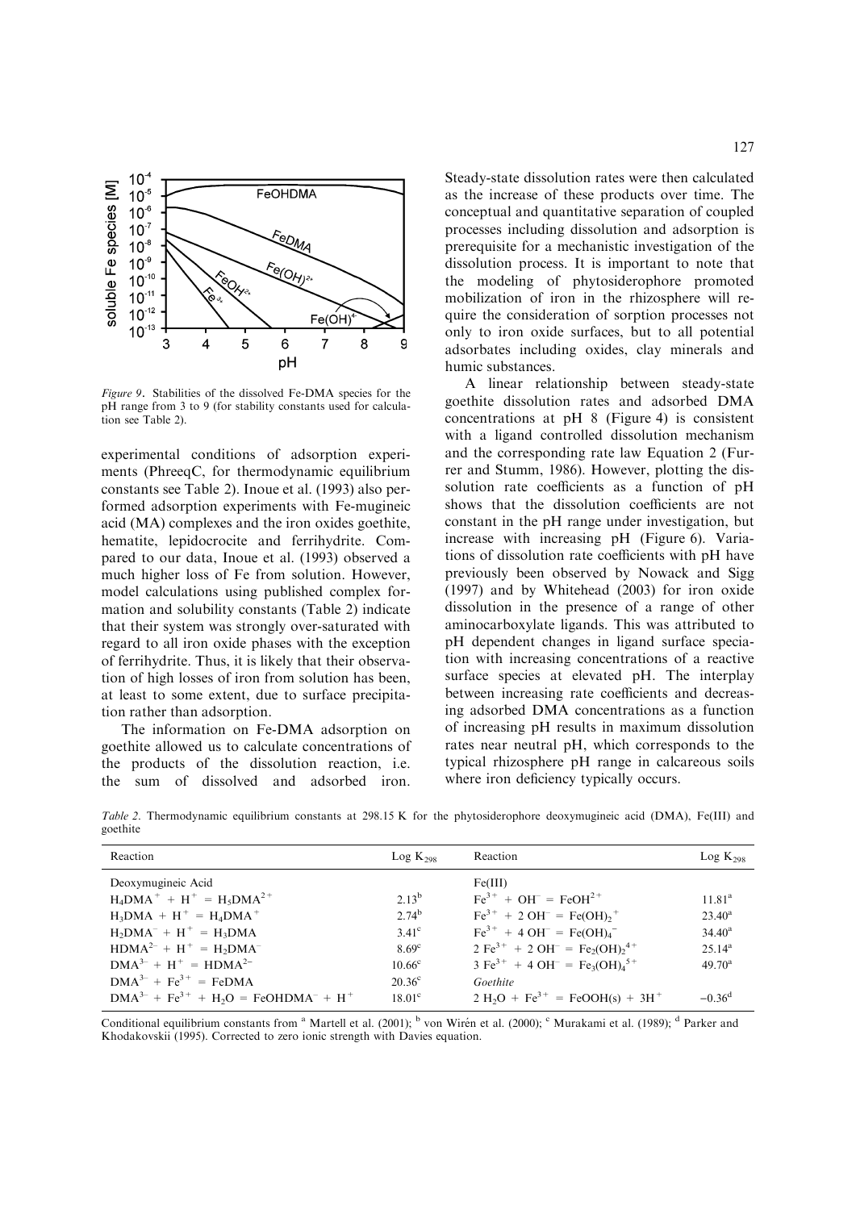Figure 9. Stabilities of the dissolved Fe-DMA species for the pH range from 3 to 9 (for stability constants used for calculation see Table 2).

experimental conditions of adsorption experiments (PhreeqC, for thermodynamic equilibrium constants see Table 2). Inoue et al. (1993) also performed adsorption experiments with Fe-mugineic acid (MA) complexes and the iron oxides goethite, hematite, lepidocrocite and ferrihydrite. Compared to our data, Inoue et al. (1993) observed a much higher loss of Fe from solution. However, model calculations using published complex formation and solubility constants (Table 2) indicate that their system was strongly over-saturated with regard to all iron oxide phases with the exception of ferrihydrite. Thus, it is likely that their observation of high losses of iron from solution has been, at least to some extent, due to surface precipitation rather than adsorption.

The information on Fe-DMA adsorption on goethite allowed us to calculate concentrations of the products of the dissolution reaction, i.e. the sum of dissolved and adsorbed iron. Steady-state dissolution rates were then calculated as the increase of these products over time. The conceptual and quantitative separation of coupled processes including dissolution and adsorption is prerequisite for a mechanistic investigation of the dissolution process. It is important to note that the modeling of phytosiderophore promoted mobilization of iron in the rhizosphere will require the consideration of sorption processes not only to iron oxide surfaces, but to all potential adsorbates including oxides, clay minerals and humic substances.

A linear relationship between steady-state goethite dissolution rates and adsorbed DMA concentrations at pH 8 (Figure 4) is consistent with a ligand controlled dissolution mechanism and the corresponding rate law Equation 2 (Furrer and Stumm, 1986). However, plotting the dissolution rate coefficients as a function of pH shows that the dissolution coefficients are not constant in the pH range under investigation, but increase with increasing pH (Figure 6). Variations of dissolution rate coefficients with pH have previously been observed by Nowack and Sigg (1997) and by Whitehead (2003) for iron oxide dissolution in the presence of a range of other aminocarboxylate ligands. This was attributed to pH dependent changes in ligand surface speciation with increasing concentrations of a reactive surface species at elevated pH. The interplay between increasing rate coefficients and decreasing adsorbed DMA concentrations as a function of increasing pH results in maximum dissolution rates near neutral pH, which corresponds to the typical rhizosphere pH range in calcareous soils where iron deficiency typically occurs.

Table 2. Thermodynamic equilibrium constants at 298.15 K for the phytosiderophore deoxymugineic acid (DMA), Fe(III) and goethite

| Reaction | Log $K_{298}$ | Reaction | Log $K_{298}$ |
|---|---|---|---|
| Deoxymugineic Acid | | Fe(III) | |
| $H_4DMA^+ + H^+ = H_5DMA^{2+}$ | 2.13[b] | $Fe^{3+} + OH^- = FeOH^{2+}$ | 11.81[a] |
| $H_3DMA + H^+ = H_4DMA^+$ | 2.74[b] | $Fe^{3+} + 2\,OH^- = Fe(OH)_2^+$ | 23.40[a] |
| $H_2DMA^- + H^+ = H_3DMA$ | 3.41[c] | $Fe^{3+} + 4\,OH^- = Fe(OH)_4^-$ | 34.40[a] |
| $HDMA^{2-} + H^+ = H_2DMA^-$ | 8.69[c] | $2\,Fe^{3+} + 2\,OH^- = Fe_2(OH)_2^{4+}$ | 25.14[a] |
| $DMA^{3-} + H^+ = HDMA^{2-}$ | 10.66[c] | $3\,Fe^{3+} + 4\,OH^- = Fe_3(OH)_4^{5+}$ | 49.70[a] |
| $DMA^{3-} + Fe^{3+} = FeDMA$ | 20.36[c] | *Goethite* | |
| $DMA^{3-} + Fe^{3+} + H_2O = FeOHDMA^- + H^+$ | 18.01[c] | $2\,H_2O + Fe^{3+} = FeOOH(s) + 3H^+$ | −0.36[d] |

Conditional equilibrium constants from [a] Martell et al. (2001); [b] von Wirén et al. (2000); [c] Murakami et al. (1989); [d] Parker and Khodakovskii (1995). Corrected to zero ionic strength with Davies equation.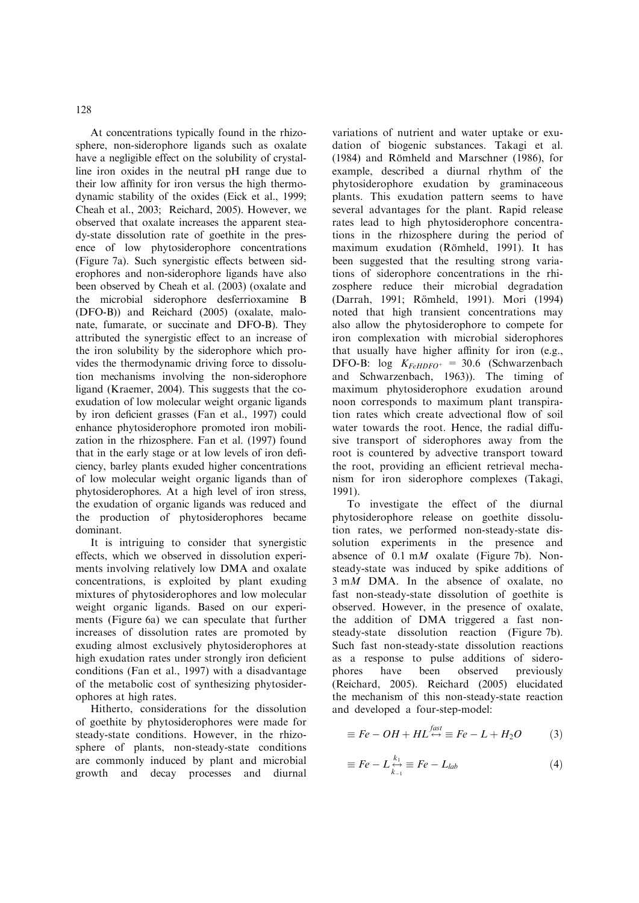At concentrations typically found in the rhizosphere, non-siderophore ligands such as oxalate have a negligible effect on the solubility of crystalline iron oxides in the neutral pH range due to their low affinity for iron versus the high thermodynamic stability of the oxides (Eick et al., 1999; Cheah et al., 2003; Reichard, 2005). However, we observed that oxalate increases the apparent steady-state dissolution rate of goethite in the presence of low phytosiderophore concentrations (Figure 7a). Such synergistic effects between siderophores and non-siderophore ligands have also been observed by Cheah et al. (2003) (oxalate and the microbial siderophore desferrioxamine B (DFO-B)) and Reichard (2005) (oxalate, malonate, fumarate, or succinate and DFO-B). They attributed the synergistic effect to an increase of the iron solubility by the siderophore which provides the thermodynamic driving force to dissolution mechanisms involving the non-siderophore ligand (Kraemer, 2004). This suggests that the co-exudation of low molecular weight organic ligands by iron deficient grasses (Fan et al., 1997) could enhance phytosiderophore promoted iron mobilization in the rhizosphere. Fan et al. (1997) found that in the early stage or at low levels of iron deficiency, barley plants exuded higher concentrations of low molecular weight organic ligands than of phytosiderophores. At a high level of iron stress, the exudation of organic ligands was reduced and the production of phytosiderophores became dominant.

It is intriguing to consider that synergistic effects, which we observed in dissolution experiments involving relatively low DMA and oxalate concentrations, is exploited by plant exuding mixtures of phytosiderophores and low molecular weight organic ligands. Based on our experiments (Figure 6a) we can speculate that further increases of dissolution rates are promoted by exuding almost exclusively phytosiderophores at high exudation rates under strongly iron deficient conditions (Fan et al., 1997) with a disadvantage of the metabolic cost of synthesizing phytosiderophores at high rates.

Hitherto, considerations for the dissolution of goethite by phytosiderophores were made for steady-state conditions. However, in the rhizosphere of plants, non-steady-state conditions are commonly induced by plant and microbial growth and decay processes and diurnal variations of nutrient and water uptake or exudation of biogenic substances. Takagi et al. (1984) and Römheld and Marschner (1986), for example, described a diurnal rhythm of the phytosiderophore exudation by graminaceous plants. This exudation pattern seems to have several advantages for the plant. Rapid release rates lead to high phytosiderophore concentrations in the rhizosphere during the period of maximum exudation (Römheld, 1991). It has been suggested that the resulting strong variations of siderophore concentrations in the rhizosphere reduce their microbial degradation (Darrah, 1991; Römheld, 1991). Mori (1994) noted that high transient concentrations may also allow the phytosiderophore to compete for iron complexation with microbial siderophores that usually have higher affinity for iron (e.g., DFO-B: log $K_{FeHDFO^{+}}$ = 30.6 (Schwarzenbach and Schwarzenbach, 1963)). The timing of maximum phytosiderophore exudation around noon corresponds to maximum plant transpiration rates which create advectional flow of soil water towards the root. Hence, the radial diffusive transport of siderophores away from the root is countered by advective transport toward the root, providing an efficient retrieval mechanism for iron siderophore complexes (Takagi, 1991).

To investigate the effect of the diurnal phytosiderophore release on goethite dissolution rates, we performed non-steady-state dissolution experiments in the presence and absence of 0.1 m$M$ oxalate (Figure 7b). Non-steady-state was induced by spike additions of 3 m$M$ DMA. In the absence of oxalate, no fast non-steady-state dissolution of goethite is observed. However, in the presence of oxalate, the addition of DMA triggered a fast non-steady-state dissolution reaction (Figure 7b). Such fast non-steady-state dissolution reactions as a response to pulse additions of siderophores have been observed previously (Reichard, 2005). Reichard (2005) elucidated the mechanism of this non-steady-state reaction and developed a four-step-model:

$$\equiv Fe - OH + HL \overset{fast}{\leftrightarrow} \equiv Fe - L + H_2O \tag{3}$$

$$\equiv Fe - L \underset{k_{-1}}{\overset{k_1}{\leftrightarrow}} \equiv Fe - L_{lab} \tag{4}$$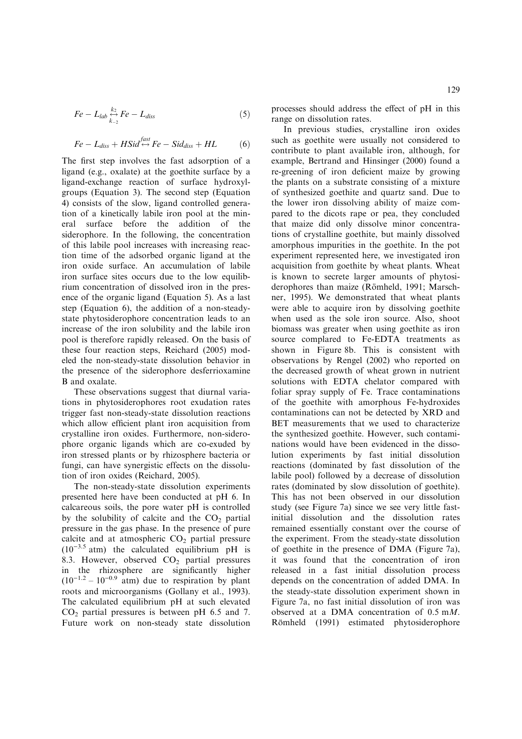$$Fe - L_{lab} \underset{k_{-2}}{\overset{k_2}{\leftrightarrow}} Fe - L_{diss} \tag{5}$$

$$Fe - L_{diss} + HSid \overset{fast}{\leftrightarrow} Fe - Sid_{diss} + HL \tag{6}$$

The first step involves the fast adsorption of a ligand (e.g., oxalate) at the goethite surface by a ligand-exchange reaction of surface hydroxyl-groups (Equation 3). The second step (Equation 4) consists of the slow, ligand controlled generation of a kinetically labile iron pool at the mineral surface before the addition of the siderophore. In the following, the concentration of this labile pool increases with increasing reaction time of the adsorbed organic ligand at the iron oxide surface. An accumulation of labile iron surface sites occurs due to the low equilibrium concentration of dissolved iron in the presence of the organic ligand (Equation 5). As a last step (Equation 6), the addition of a non-steady-state phytosiderophore concentration leads to an increase of the iron solubility and the labile iron pool is therefore rapidly released. On the basis of these four reaction steps, Reichard (2005) modeled the non-steady-state dissolution behavior in the presence of the siderophore desferrioxamine B and oxalate.

These observations suggest that diurnal variations in phytosiderophores root exudation rates trigger fast non-steady-state dissolution reactions which allow efficient plant iron acquisition from crystalline iron oxides. Furthermore, non-siderophore organic ligands which are co-exuded by iron stressed plants or by rhizosphere bacteria or fungi, can have synergistic effects on the dissolution of iron oxides (Reichard, 2005).

The non-steady-state dissolution experiments presented here have been conducted at pH 6. In calcareous soils, the pore water pH is controlled by the solubility of calcite and the $CO_2$ partial pressure in the gas phase. In the presence of pure calcite and at atmospheric $CO_2$ partial pressure ($10^{-3.5}$ atm) the calculated equilibrium pH is 8.3. However, observed $CO_2$ partial pressures in the rhizosphere are significantly higher ($10^{-1.2}$ – $10^{-0.9}$ atm) due to respiration by plant roots and microorganisms (Gollany et al., 1993). The calculated equilibrium pH at such elevated $CO_2$ partial pressures is between pH 6.5 and 7. Future work on non-steady state dissolution processes should address the effect of pH in this range on dissolution rates.

In previous studies, crystalline iron oxides such as goethite were usually not considered to contribute to plant available iron, although, for example, Bertrand and Hinsinger (2000) found a re-greening of iron deficient maize by growing the plants on a substrate consisting of a mixture of synthesized goethite and quartz sand. Due to the lower iron dissolving ability of maize compared to the dicots rape or pea, they concluded that maize did only dissolve minor concentrations of crystalline goethite, but mainly dissolved amorphous impurities in the goethite. In the pot experiment represented here, we investigated iron acquisition from goethite by wheat plants. Wheat is known to secrete larger amounts of phytosiderophores than maize (Römheld, 1991; Marschner, 1995). We demonstrated that wheat plants were able to acquire iron by dissolving goethite when used as the sole iron source. Also, shoot biomass was greater when using goethite as iron source complared to Fe-EDTA treatments as shown in Figure 8b. This is consistent with observations by Rengel (2002) who reported on the decreased growth of wheat grown in nutrient solutions with EDTA chelator compared with foliar spray supply of Fe. Trace contaminations of the goethite with amorphous Fe-hydroxides contaminations can not be detected by XRD and BET measurements that we used to characterize the synthesized goethite. However, such contaminations would have been evidenced in the dissolution experiments by fast initial dissolution reactions (dominated by fast dissolution of the labile pool) followed by a decrease of dissolution rates (dominated by slow dissolution of goethite). This has not been observed in our dissolution study (see Figure 7a) since we see very little fast-initial dissolution and the dissolution rates remained essentially constant over the course of the experiment. From the steady-state dissolution of goethite in the presence of DMA (Figure 7a), it was found that the concentration of iron released in a fast initial dissolution process depends on the concentration of added DMA. In the steady-state dissolution experiment shown in Figure 7a, no fast initial dissolution of iron was observed at a DMA concentration of 0.5 m*M*. Römheld (1991) estimated phytosiderophore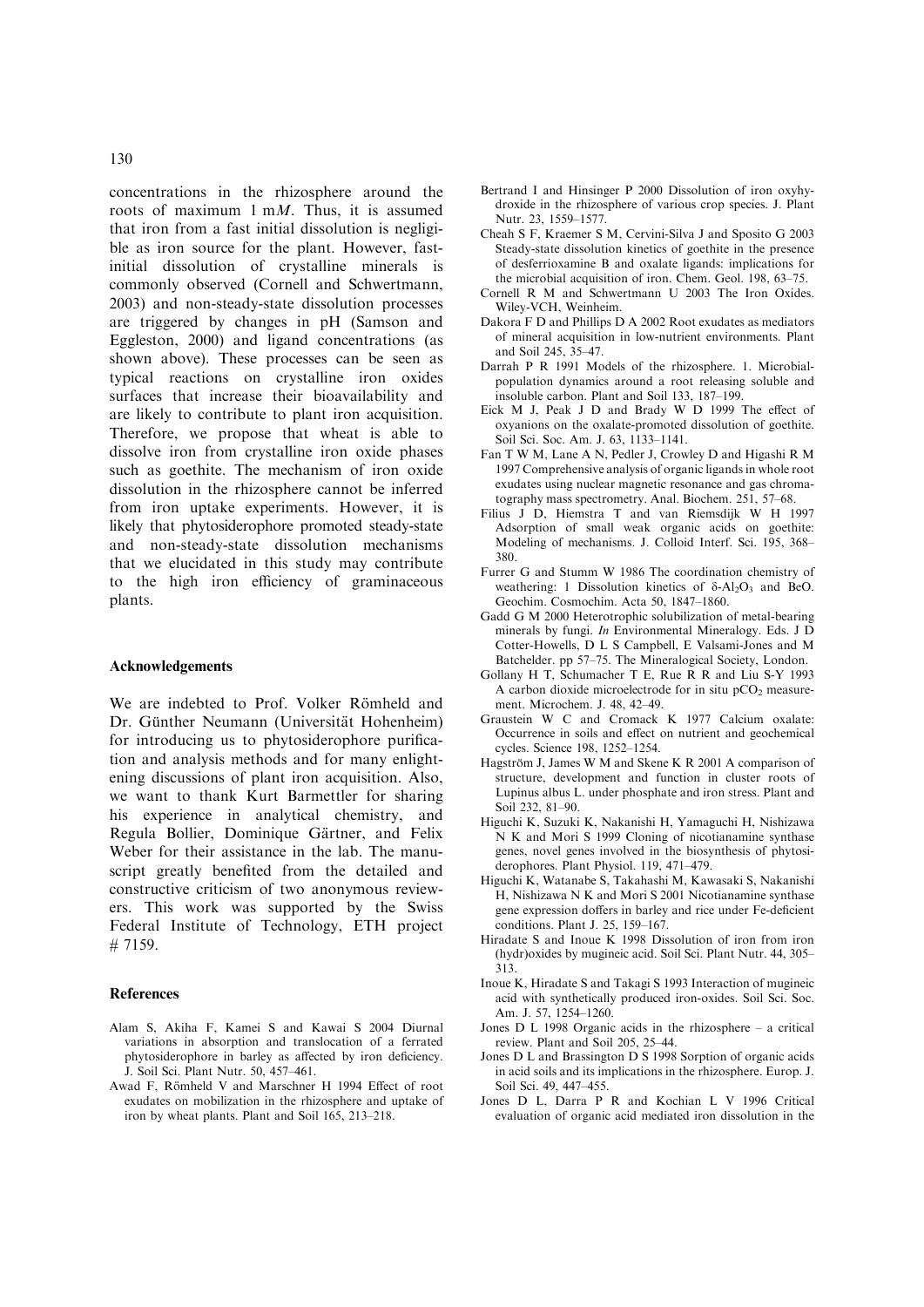concentrations in the rhizosphere around the roots of maximum 1 m*M*. Thus, it is assumed that iron from a fast initial dissolution is negligible as iron source for the plant. However, fast-initial dissolution of crystalline minerals is commonly observed (Cornell and Schwertmann, 2003) and non-steady-state dissolution processes are triggered by changes in pH (Samson and Eggleston, 2000) and ligand concentrations (as shown above). These processes can be seen as typical reactions on crystalline iron oxides surfaces that increase their bioavailability and are likely to contribute to plant iron acquisition. Therefore, we propose that wheat is able to dissolve iron from crystalline iron oxide phases such as goethite. The mechanism of iron oxide dissolution in the rhizosphere cannot be inferred from iron uptake experiments. However, it is likely that phytosiderophore promoted steady-state and non-steady-state dissolution mechanisms that we elucidated in this study may contribute to the high iron efficiency of graminaceous plants.

### Acknowledgements

We are indebted to Prof. Volker Römheld and Dr. Günther Neumann (Universität Hohenheim) for introducing us to phytosiderophore purification and analysis methods and for many enlightening discussions of plant iron acquisition. Also, we want to thank Kurt Barmettler for sharing his experience in analytical chemistry, and Regula Bollier, Dominique Gärtner, and Felix Weber for their assistance in the lab. The manuscript greatly benefited from the detailed and constructive criticism of two anonymous reviewers. This work was supported by the Swiss Federal Institute of Technology, ETH project # 7159.

### References

Alam S, Akiha F, Kamei S and Kawai S 2004 Diurnal variations in absorption and translocation of a ferrated phytosiderophore in barley as affected by iron deficiency. J. Soil Sci. Plant Nutr. 50, 457–461.

Awad F, Römheld V and Marschner H 1994 Effect of root exudates on mobilization in the rhizosphere and uptake of iron by wheat plants. Plant and Soil 165, 213–218.

Bertrand I and Hinsinger P 2000 Dissolution of iron oxyhydroxide in the rhizosphere of various crop species. J. Plant Nutr. 23, 1559–1577.

Cheah S F, Kraemer S M, Cervini-Silva J and Sposito G 2003 Steady-state dissolution kinetics of goethite in the presence of desferrioxamine B and oxalate ligands: implications for the microbial acquisition of iron. Chem. Geol. 198, 63–75.

Cornell R M and Schwertmann U 2003 The Iron Oxides. Wiley-VCH, Weinheim.

Dakora F D and Phillips D A 2002 Root exudates as mediators of mineral acquisition in low-nutrient environments. Plant and Soil 245, 35–47.

Darrah P R 1991 Models of the rhizosphere. 1. Microbial-population dynamics around a root releasing soluble and insoluble carbon. Plant and Soil 133, 187–199.

Eick M J, Peak J D and Brady W D 1999 The effect of oxyanions on the oxalate-promoted dissolution of goethite. Soil Sci. Soc. Am. J. 63, 1133–1141.

Fan T W M, Lane A N, Pedler J, Crowley D and Higashi R M 1997 Comprehensive analysis of organic ligands in whole root exudates using nuclear magnetic resonance and gas chromatography mass spectrometry. Anal. Biochem. 251, 57–68.

Filius J D, Hiemstra T and van Riemsdijk W H 1997 Adsorption of small weak organic acids on goethite: Modeling of mechanisms. J. Colloid Interf. Sci. 195, 368–380.

Furrer G and Stumm W 1986 The coordination chemistry of weathering: 1 Dissolution kinetics of $\delta$-$Al_2O_3$ and BeO. Geochim. Cosmochim. Acta 50, 1847–1860.

Gadd G M 2000 Heterotrophic solubilization of metal-bearing minerals by fungi. *In* Environmental Mineralogy. Eds. J D Cotter-Howells, D L S Campbell, E Valsami-Jones and M Batchelder. pp 57–75. The Mineralogical Society, London.

Gollany H T, Schumacher T E, Rue R R and Liu S-Y 1993 A carbon dioxide microelectrode for in situ $pCO_2$ measurement. Microchem. J. 48, 42–49.

Graustein W C and Cromack K 1977 Calcium oxalate: Occurrence in soils and effect on nutrient and geochemical cycles. Science 198, 1252–1254.

Hagström J, James W M and Skene K R 2001 A comparison of structure, development and function in cluster roots of Lupinus albus L. under phosphate and iron stress. Plant and Soil 232, 81–90.

Higuchi K, Suzuki K, Nakanishi H, Yamaguchi H, Nishizawa N K and Mori S 1999 Cloning of nicotianamine synthase genes, novel genes involved in the biosynthesis of phytosiderophores. Plant Physiol. 119, 471–479.

Higuchi K, Watanabe S, Takahashi M, Kawasaki S, Nakanishi H, Nishizawa N K and Mori S 2001 Nicotianamine synthase gene expression doffers in barley and rice under Fe-deficient conditions. Plant J. 25, 159–167.

Hiradate S and Inoue K 1998 Dissolution of iron from iron (hydr)oxides by mugineic acid. Soil Sci. Plant Nutr. 44, 305–313.

Inoue K, Hiradate S and Takagi S 1993 Interaction of mugineic acid with synthetically produced iron-oxides. Soil Sci. Soc. Am. J. 57, 1254–1260.

Jones D L 1998 Organic acids in the rhizosphere – a critical review. Plant and Soil 205, 25–44.

Jones D L and Brassington D S 1998 Sorption of organic acids in acid soils and its implications in the rhizosphere. Europ. J. Soil Sci. 49, 447–455.

Jones D L, Darra P R and Kochian L V 1996 Critical evaluation of organic acid mediated iron dissolution in the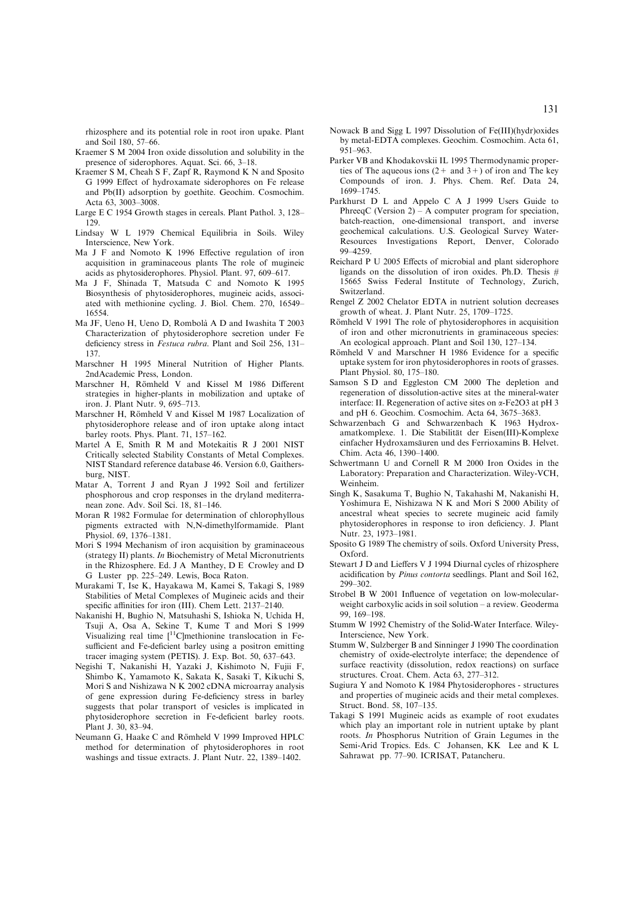rhizosphere and its potential role in root iron upake. Plant and Soil 180, 57–66.

Kraemer S M 2004 Iron oxide dissolution and solubility in the presence of siderophores. Aquat. Sci. 66, 3–18.

Kraemer S M, Cheah S F, Zapf R, Raymond K N and Sposito G 1999 Effect of hydroxamate siderophores on Fe release and Pb(II) adsorption by goethite. Geochim. Cosmochim. Acta 63, 3003–3008.

Large E C 1954 Growth stages in cereals. Plant Pathol. 3, 128–129.

Lindsay W L 1979 Chemical Equilibria in Soils. Wiley Interscience, New York.

Ma J F and Nomoto K 1996 Effective regulation of iron acquisition in graminaceous plants The role of mugineic acids as phytosiderophores. Physiol. Plant. 97, 609–617.

Ma J F, Shinada T, Matsuda C and Nomoto K 1995 Biosynthesis of phytosiderophores, mugineic acids, associated with methionine cycling. J. Biol. Chem. 270, 16549–16554.

Ma JF, Ueno H, Ueno D, Rombolà A D and Iwashita T 2003 Characterization of phytosiderophore secretion under Fe deficiency stress in *Festuca rubra*. Plant and Soil 256, 131–137.

Marschner H 1995 Mineral Nutrition of Higher Plants. 2ndAcademic Press, London.

Marschner H, Römheld V and Kissel M 1986 Different strategies in higher-plants in mobilization and uptake of iron. J. Plant Nutr. 9, 695–713.

Marschner H, Römheld V and Kissel M 1987 Localization of phytosiderophore release and of iron uptake along intact barley roots. Phys. Plant. 71, 157–162.

Martel A E, Smith R M and Motekaitis R J 2001 NIST Critically selected Stability Constants of Metal Complexes. NIST Standard reference database 46. Version 6.0, Gaithersburg, NIST.

Matar A, Torrent J and Ryan J 1992 Soil and fertilizer phosphorous and crop responses in the dryland mediterranean zone. Adv. Soil Sci. 18, 81–146.

Moran R 1982 Formulae for determination of chlorophyllous pigments extracted with N,N-dimethylformamide. Plant Physiol. 69, 1376–1381.

Mori S 1994 Mechanism of iron acquisition by graminaceous (strategy II) plants. *In* Biochemistry of Metal Micronutrients in the Rhizosphere. Ed. J A Manthey, D E Crowley and D G Luster pp. 225–249. Lewis, Boca Raton.

Murakami T, Ise K, Hayakawa M, Kamei S, Takagi S, 1989 Stabilities of Metal Complexes of Mugineic acids and their specific affinities for iron (III). Chem Lett. 2137–2140.

Nakanishi H, Bughio N, Matsuhashi S, Ishioka N, Uchida H, Tsuji A, Osa A, Sekine T, Kume T and Mori S 1999 Visualizing real time [$^{11}$C]methionine translocation in Fe-sufficient and Fe-deficient barley using a positron emitting tracer imaging system (PETIS). J. Exp. Bot. 50, 637–643.

Negishi T, Nakanishi H, Yazaki J, Kishimoto N, Fujii F, Shimbo K, Yamamoto K, Sakata K, Sasaki T, Kikuchi S, Mori S and Nishizawa N K 2002 cDNA microarray analysis of gene expression during Fe-deficiency stress in barley suggests that polar transport of vesicles is implicated in phytosiderophore secretion in Fe-deficient barley roots. Plant J. 30, 83–94.

Neumann G, Haake C and Römheld V 1999 Improved HPLC method for determination of phytosiderophores in root washings and tissue extracts. J. Plant Nutr. 22, 1389–1402.

Nowack B and Sigg L 1997 Dissolution of Fe(III)(hydr)oxides by metal-EDTA complexes. Geochim. Cosmochim. Acta 61, 951–963.

Parker VB and Khodakovskii IL 1995 Thermodynamic properties of The aqueous ions (2+ and 3+) of iron and The key Compounds of iron. J. Phys. Chem. Ref. Data 24, 1699–1745.

Parkhurst D L and Appelo C A J 1999 Users Guide to PhreeqC (Version 2) – A computer program for speciation, batch-reaction, one-dimensional transport, and inverse geochemical calculations. U.S. Geological Survey Water-Resources Investigations Report, Denver, Colorado 99–4259.

Reichard P U 2005 Effects of microbial and plant siderophore ligands on the dissolution of iron oxides. Ph.D. Thesis # 15665 Swiss Federal Institute of Technology, Zurich, Switzerland.

Rengel Z 2002 Chelator EDTA in nutrient solution decreases growth of wheat. J. Plant Nutr. 25, 1709–1725.

Römheld V 1991 The role of phytosiderophores in acquisition of iron and other micronutrients in graminaceous species: An ecological approach. Plant and Soil 130, 127–134.

Römheld V and Marschner H 1986 Evidence for a specific uptake system for iron phytosiderophores in roots of grasses. Plant Physiol. 80, 175–180.

Samson S D and Eggleston CM 2000 The depletion and regeneration of dissolution-active sites at the mineral-water interface: II. Regeneration of active sites on $\alpha$-Fe2O3 at pH 3 and pH 6. Geochim. Cosmochim. Acta 64, 3675–3683.

Schwarzenbach G and Schwarzenbach K 1963 Hydroxamatkomplexe. 1. Die Stabilität der Eisen(III)-Komplexe einfacher Hydroxamsäuren und des Ferrioxamins B. Helvet. Chim. Acta 46, 1390–1400.

Schwertmann U and Cornell R M 2000 Iron Oxides in the Laboratory: Preparation and Characterization. Wiley-VCH, Weinheim.

Singh K, Sasakuma T, Bughio N, Takahashi M, Nakanishi H, Yoshimura E, Nishizawa N K and Mori S 2000 Ability of ancestral wheat species to secrete mugineic acid family phytosiderophores in response to iron deficiency. J. Plant Nutr. 23, 1973–1981.

Sposito G 1989 The chemistry of soils. Oxford University Press, Oxford.

Stewart J D and Lieffers V J 1994 Diurnal cycles of rhizosphere acidification by *Pinus contorta* seedlings. Plant and Soil 162, 299–302.

Strobel B W 2001 Influence of vegetation on low-molecular-weight carboxylic acids in soil solution – a review. Geoderma 99, 169–198.

Stumm W 1992 Chemistry of the Solid-Water Interface. Wiley-Interscience, New York.

Stumm W, Sulzberger B and Sinninger J 1990 The coordination chemistry of oxide-electrolyte interface; the dependence of surface reactivity (dissolution, redox reactions) on surface structures. Croat. Chem. Acta 63, 277–312.

Sugiura Y and Nomoto K 1984 Phytosiderophores - structures and properties of mugineic acids and their metal complexes. Struct. Bond. 58, 107–135.

Takagi S 1991 Mugineic acids as example of root exudates which play an important role in nutrient uptake by plant roots. *In* Phosphorus Nutrition of Grain Legumes in the Semi-Arid Tropics. Eds. C Johansen, KK Lee and K L Sahrawat pp. 77–90. ICRISAT, Patancheru.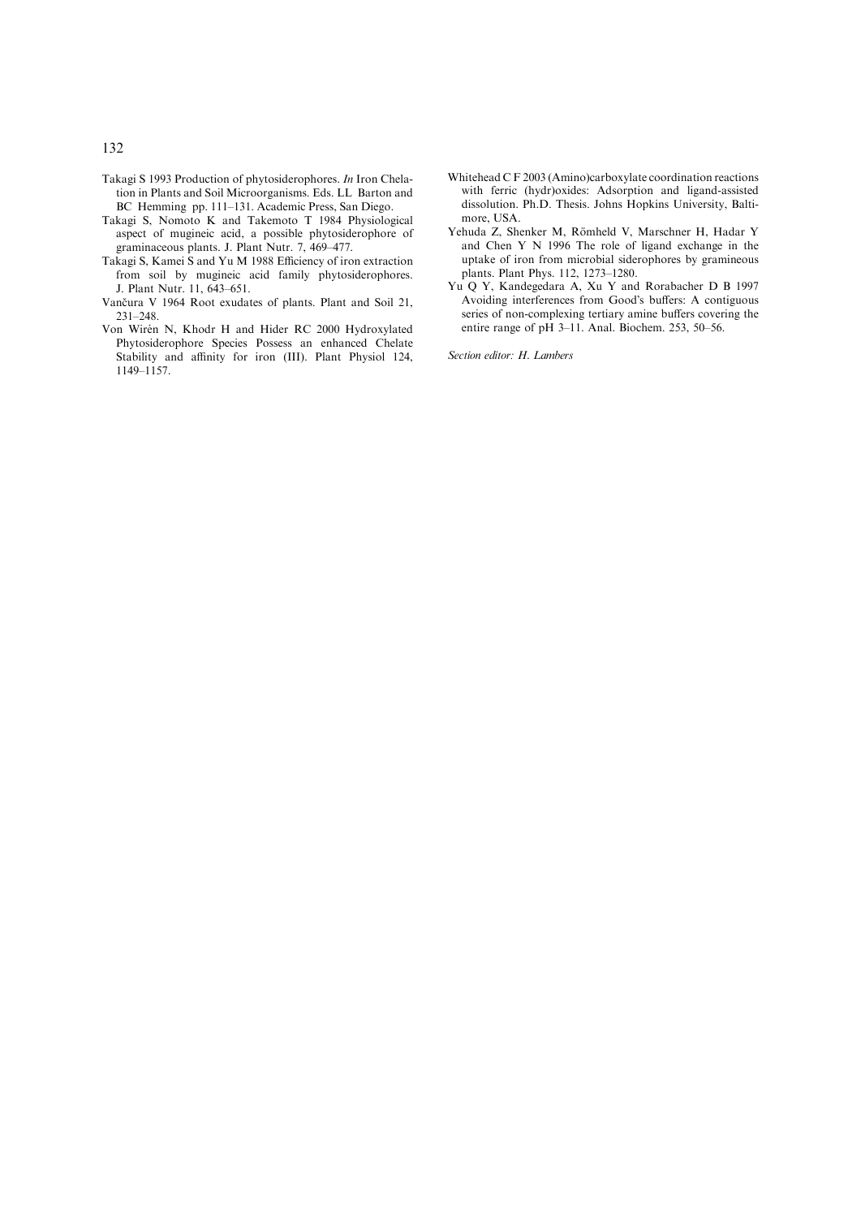Takagi S 1993 Production of phytosiderophores. *In* Iron Chelation in Plants and Soil Microorganisms. Eds. LL Barton and BC Hemming pp. 111–131. Academic Press, San Diego.

Takagi S, Nomoto K and Takemoto T 1984 Physiological aspect of mugineic acid, a possible phytosiderophore of graminaceous plants. J. Plant Nutr. 7, 469–477.

Takagi S, Kamei S and Yu M 1988 Efficiency of iron extraction from soil by mugineic acid family phytosiderophores. J. Plant Nutr. 11, 643–651.

Vančura V 1964 Root exudates of plants. Plant and Soil 21, 231–248.

Von Wirén N, Khodr H and Hider RC 2000 Hydroxylated Phytosiderophore Species Possess an enhanced Chelate Stability and affinity for iron (III). Plant Physiol 124, 1149–1157.

Whitehead C F 2003 (Amino)carboxylate coordination reactions with ferric (hydr)oxides: Adsorption and ligand-assisted dissolution. Ph.D. Thesis. Johns Hopkins University, Baltimore, USA.

Yehuda Z, Shenker M, Römheld V, Marschner H, Hadar Y and Chen Y N 1996 The role of ligand exchange in the uptake of iron from microbial siderophores by gramineous plants. Plant Phys. 112, 1273–1280.

Yu Q Y, Kandegedara A, Xu Y and Rorabacher D B 1997 Avoiding interferences from Good's buffers: A contiguous series of non-complexing tertiary amine buffers covering the entire range of pH 3–11. Anal. Biochem. 253, 50–56.

*Section editor: H. Lambers*